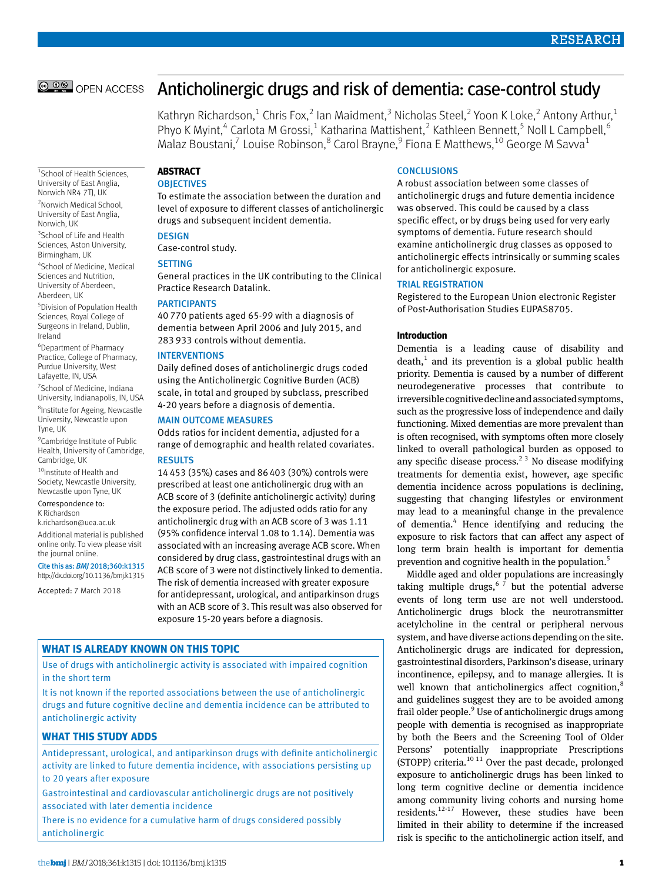# Anticholinergic drugs and risk of dementia: case-control study

Kathryn Richardson,[1] Chris Fox,[2] Ian Maidment,[3] Nicholas Steel,[2] Yoon K Loke,[2] Antony Arthur,[1] Phyo K Myint,[4] Carlota M Grossi,[1] Katharina Mattishent,[2] Kathleen Bennett,[5] Noll L Campbell,[6] Malaz Boustani,[7] Louise Robinson,[8] Carol Brayne,[9] Fiona E Matthews,[10] George M Savva[1]

[1]School of Health Sciences, University of East Anglia, Norwich NR4 7TJ, UK

[2]Norwich Medical School, University of East Anglia, Norwich, UK

[3]School of Life and Health Sciences, Aston University, Birmingham, UK

[4]School of Medicine, Medical Sciences and Nutrition, University of Aberdeen, Aberdeen, UK

[5]Division of Population Health Sciences, Royal College of Surgeons in Ireland, Dublin, Ireland

[6]Department of Pharmacy Practice, College of Pharmacy, Purdue University, West Lafayette, IN, USA

[7]School of Medicine, Indiana University, Indianapolis, IN, USA

[8]Institute for Ageing, Newcastle University, Newcastle upon Tyne, UK

[9]Cambridge Institute of Public Health, University of Cambridge, Cambridge, UK

[10]Institute of Health and Society, Newcastle University, Newcastle upon Tyne, UK

Correspondence to: K Richardson k.richardson@uea.ac.uk

Additional material is published online only. To view please visit the journal online.

Cite this as: *BMJ* 2018;360:k1315 http://dx.doi.org/10.1136/bmj.k1315

Accepted: 7 March 2018

## ABSTRACT

### OBJECTIVES

To estimate the association between the duration and level of exposure to different classes of anticholinergic drugs and subsequent incident dementia.

### DESIGN

Case-control study.

### SETTING

General practices in the UK contributing to the Clinical Practice Research Datalink.

### PARTICIPANTS

40 770 patients aged 65-99 with a diagnosis of dementia between April 2006 and July 2015, and 283 933 controls without dementia.

### INTERVENTIONS

Daily defined doses of anticholinergic drugs coded using the Anticholinergic Cognitive Burden (ACB) scale, in total and grouped by subclass, prescribed 4-20 years before a diagnosis of dementia.

### MAIN OUTCOME MEASURES

Odds ratios for incident dementia, adjusted for a range of demographic and health related covariates.

### RESULTS

14 453 (35%) cases and 86 403 (30%) controls were prescribed at least one anticholinergic drug with an ACB score of 3 (definite anticholinergic activity) during the exposure period. The adjusted odds ratio for any anticholinergic drug with an ACB score of 3 was 1.11 (95% confidence interval 1.08 to 1.14). Dementia was associated with an increasing average ACB score. When considered by drug class, gastrointestinal drugs with an ACB score of 3 were not distinctively linked to dementia. The risk of dementia increased with greater exposure for antidepressant, urological, and antiparkinson drugs with an ACB score of 3. This result was also observed for exposure 15-20 years before a diagnosis.

### CONCLUSIONS

A robust association between some classes of anticholinergic drugs and future dementia incidence was observed. This could be caused by a class specific effect, or by drugs being used for very early symptoms of dementia. Future research should examine anticholinergic drug classes as opposed to anticholinergic effects intrinsically or summing scales for anticholinergic exposure.

### TRIAL REGISTRATION

Registered to the European Union electronic Register of Post-Authorisation Studies EUPAS8705.

## WHAT IS ALREADY KNOWN ON THIS TOPIC

Use of drugs with anticholinergic activity is associated with impaired cognition in the short term

It is not known if the reported associations between the use of anticholinergic drugs and future cognitive decline and dementia incidence can be attributed to anticholinergic activity

## WHAT THIS STUDY ADDS

Antidepressant, urological, and antiparkinson drugs with definite anticholinergic activity are linked to future dementia incidence, with associations persisting up to 20 years after exposure

Gastrointestinal and cardiovascular anticholinergic drugs are not positively associated with later dementia incidence

There is no evidence for a cumulative harm of drugs considered possibly anticholinergic

## Introduction

Dementia is a leading cause of disability and death,[1] and its prevention is a global public health priority. Dementia is caused by a number of different neurodegenerative processes that contribute to irreversible cognitive decline and associated symptoms, such as the progressive loss of independence and daily functioning. Mixed dementias are more prevalent than is often recognised, with symptoms often more closely linked to overall pathological burden as opposed to any specific disease process.[2 3] No disease modifying treatments for dementia exist, however, age specific dementia incidence across populations is declining, suggesting that changing lifestyles or environment may lead to a meaningful change in the prevalence of dementia.[4] Hence identifying and reducing the exposure to risk factors that can affect any aspect of long term brain health is important for dementia prevention and cognitive health in the population.[5]

Middle aged and older populations are increasingly taking multiple drugs,[6 7] but the potential adverse events of long term use are not well understood. Anticholinergic drugs block the neurotransmitter acetylcholine in the central or peripheral nervous system, and have diverse actions depending on the site. Anticholinergic drugs are indicated for depression, gastrointestinal disorders, Parkinson's disease, urinary incontinence, epilepsy, and to manage allergies. It is well known that anticholinergics affect cognition,[8] and guidelines suggest they are to be avoided among frail older people.[9] Use of anticholinergic drugs among people with dementia is recognised as inappropriate by both the Beers and the Screening Tool of Older Persons' potentially inappropriate Prescriptions (STOPP) criteria.[10 11] Over the past decade, prolonged exposure to anticholinergic drugs has been linked to long term cognitive decline or dementia incidence among community living cohorts and nursing home residents.[12-17] However, these studies have been limited in their ability to determine if the increased risk is specific to the anticholinergic action itself, and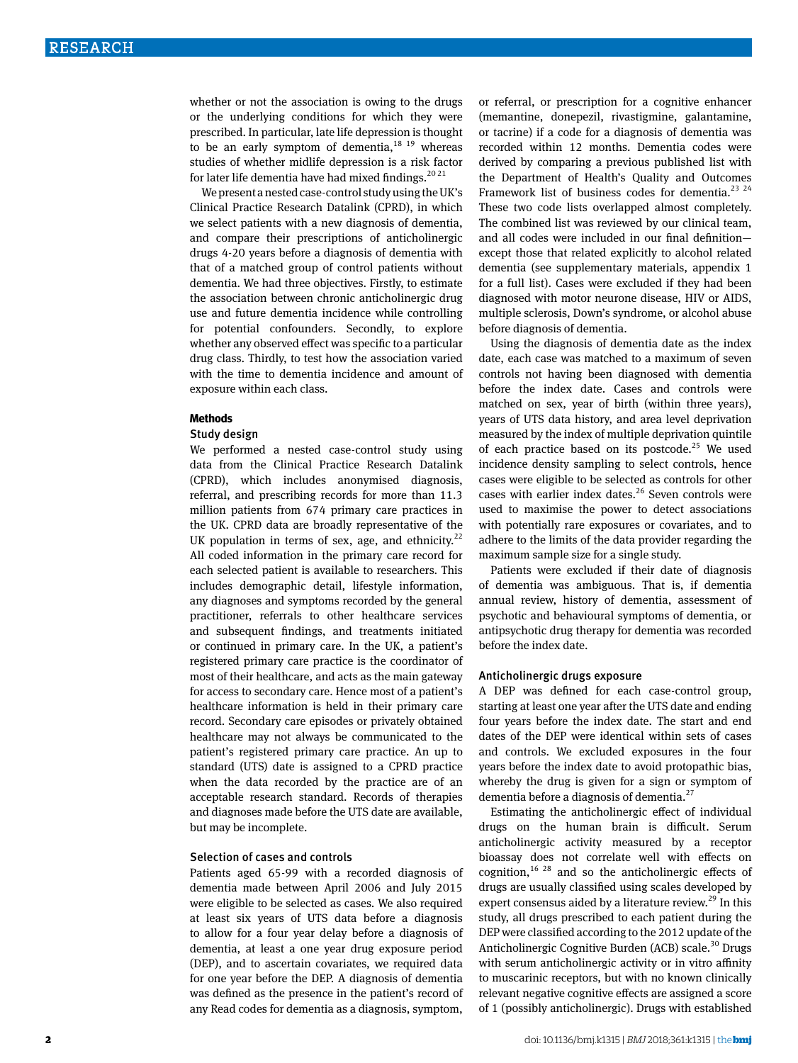whether or not the association is owing to the drugs or the underlying conditions for which they were prescribed. In particular, late life depression is thought to be an early symptom of dementia,[18 19] whereas studies of whether midlife depression is a risk factor for later life dementia have had mixed findings.[20 21]

We present a nested case-control study using the UK's Clinical Practice Research Datalink (CPRD), in which we select patients with a new diagnosis of dementia, and compare their prescriptions of anticholinergic drugs 4-20 years before a diagnosis of dementia with that of a matched group of control patients without dementia. We had three objectives. Firstly, to estimate the association between chronic anticholinergic drug use and future dementia incidence while controlling for potential confounders. Secondly, to explore whether any observed effect was specific to a particular drug class. Thirdly, to test how the association varied with the time to dementia incidence and amount of exposure within each class.

## Methods

### Study design

We performed a nested case-control study using data from the Clinical Practice Research Datalink (CPRD), which includes anonymised diagnosis, referral, and prescribing records for more than 11.3 million patients from 674 primary care practices in the UK. CPRD data are broadly representative of the UK population in terms of sex, age, and ethnicity.[22] All coded information in the primary care record for each selected patient is available to researchers. This includes demographic detail, lifestyle information, any diagnoses and symptoms recorded by the general practitioner, referrals to other healthcare services and subsequent findings, and treatments initiated or continued in primary care. In the UK, a patient's registered primary care practice is the coordinator of most of their healthcare, and acts as the main gateway for access to secondary care. Hence most of a patient's healthcare information is held in their primary care record. Secondary care episodes or privately obtained healthcare may not always be communicated to the patient's registered primary care practice. An up to standard (UTS) date is assigned to a CPRD practice when the data recorded by the practice are of an acceptable research standard. Records of therapies and diagnoses made before the UTS date are available, but may be incomplete.

### Selection of cases and controls

Patients aged 65-99 with a recorded diagnosis of dementia made between April 2006 and July 2015 were eligible to be selected as cases. We also required at least six years of UTS data before a diagnosis to allow for a four year delay before a diagnosis of dementia, at least a one year drug exposure period (DEP), and to ascertain covariates, we required data for one year before the DEP. A diagnosis of dementia was defined as the presence in the patient's record of any Read codes for dementia as a diagnosis, symptom, or referral, or prescription for a cognitive enhancer (memantine, donepezil, rivastigmine, galantamine, or tacrine) if a code for a diagnosis of dementia was recorded within 12 months. Dementia codes were derived by comparing a previous published list with the Department of Health's Quality and Outcomes Framework list of business codes for dementia.[23 24] These two code lists overlapped almost completely. The combined list was reviewed by our clinical team, and all codes were included in our final definition—except those that related explicitly to alcohol related dementia (see supplementary materials, appendix 1 for a full list). Cases were excluded if they had been diagnosed with motor neurone disease, HIV or AIDS, multiple sclerosis, Down's syndrome, or alcohol abuse before diagnosis of dementia.

Using the diagnosis of dementia date as the index date, each case was matched to a maximum of seven controls not having been diagnosed with dementia before the index date. Cases and controls were matched on sex, year of birth (within three years), years of UTS data history, and area level deprivation measured by the index of multiple deprivation quintile of each practice based on its postcode.[25] We used incidence density sampling to select controls, hence cases were eligible to be selected as controls for other cases with earlier index dates.[26] Seven controls were used to maximise the power to detect associations with potentially rare exposures or covariates, and to adhere to the limits of the data provider regarding the maximum sample size for a single study.

Patients were excluded if their date of diagnosis of dementia was ambiguous. That is, if dementia annual review, history of dementia, assessment of psychotic and behavioural symptoms of dementia, or antipsychotic drug therapy for dementia was recorded before the index date.

### Anticholinergic drugs exposure

A DEP was defined for each case-control group, starting at least one year after the UTS date and ending four years before the index date. The start and end dates of the DEP were identical within sets of cases and controls. We excluded exposures in the four years before the index date to avoid protopathic bias, whereby the drug is given for a sign or symptom of dementia before a diagnosis of dementia.[27]

Estimating the anticholinergic effect of individual drugs on the human brain is difficult. Serum anticholinergic activity measured by a receptor bioassay does not correlate well with effects on cognition,[16 28] and so the anticholinergic effects of drugs are usually classified using scales developed by expert consensus aided by a literature review.[29] In this study, all drugs prescribed to each patient during the DEP were classified according to the 2012 update of the Anticholinergic Cognitive Burden (ACB) scale.[30] Drugs with serum anticholinergic activity or in vitro affinity to muscarinic receptors, but with no known clinically relevant negative cognitive effects are assigned a score of 1 (possibly anticholinergic). Drugs with established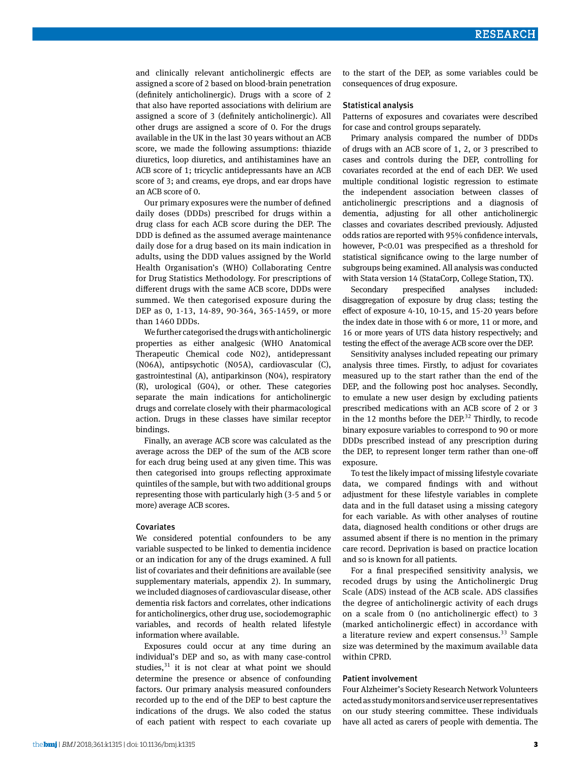and clinically relevant anticholinergic effects are assigned a score of 2 based on blood-brain penetration (definitely anticholinergic). Drugs with a score of 2 that also have reported associations with delirium are assigned a score of 3 (definitely anticholinergic). All other drugs are assigned a score of 0. For the drugs available in the UK in the last 30 years without an ACB score, we made the following assumptions: thiazide diuretics, loop diuretics, and antihistamines have an ACB score of 1; tricyclic antidepressants have an ACB score of 3; and creams, eye drops, and ear drops have an ACB score of 0.

Our primary exposures were the number of defined daily doses (DDDs) prescribed for drugs within a drug class for each ACB score during the DEP. The DDD is defined as the assumed average maintenance daily dose for a drug based on its main indication in adults, using the DDD values assigned by the World Health Organisation's (WHO) Collaborating Centre for Drug Statistics Methodology. For prescriptions of different drugs with the same ACB score, DDDs were summed. We then categorised exposure during the DEP as 0, 1-13, 14-89, 90-364, 365-1459, or more than 1460 DDDs.

We further categorised the drugs with anticholinergic properties as either analgesic (WHO Anatomical Therapeutic Chemical code N02), antidepressant (N06A), antipsychotic (N05A), cardiovascular (C), gastrointestinal (A), antiparkinson (N04), respiratory (R), urological (G04), or other. These categories separate the main indications for anticholinergic drugs and correlate closely with their pharmacological action. Drugs in these classes have similar receptor bindings.

Finally, an average ACB score was calculated as the average across the DEP of the sum of the ACB score for each drug being used at any given time. This was then categorised into groups reflecting approximate quintiles of the sample, but with two additional groups representing those with particularly high (3-5 and 5 or more) average ACB scores.

### Covariates

We considered potential confounders to be any variable suspected to be linked to dementia incidence or an indication for any of the drugs examined. A full list of covariates and their definitions are available (see supplementary materials, appendix 2). In summary, we included diagnoses of cardiovascular disease, other dementia risk factors and correlates, other indications for anticholinergics, other drug use, sociodemographic variables, and records of health related lifestyle information where available.

Exposures could occur at any time during an individual's DEP and so, as with many case-control studies,[31] it is not clear at what point we should determine the presence or absence of confounding factors. Our primary analysis measured confounders recorded up to the end of the DEP to best capture the indications of the drugs. We also coded the status of each patient with respect to each covariate up to the start of the DEP, as some variables could be consequences of drug exposure.

### Statistical analysis

Patterns of exposures and covariates were described for case and control groups separately.

Primary analysis compared the number of DDDs of drugs with an ACB score of 1, 2, or 3 prescribed to cases and controls during the DEP, controlling for covariates recorded at the end of each DEP. We used multiple conditional logistic regression to estimate the independent association between classes of anticholinergic prescriptions and a diagnosis of dementia, adjusting for all other anticholinergic classes and covariates described previously. Adjusted odds ratios are reported with 95% confidence intervals, however, $P<0.01$ was prespecified as a threshold for statistical significance owing to the large number of subgroups being examined. All analysis was conducted with Stata version 14 (StataCorp, College Station, TX).

Secondary prespecified analyses included: disaggregation of exposure by drug class; testing the effect of exposure 4-10, 10-15, and 15-20 years before the index date in those with 6 or more, 11 or more, and 16 or more years of UTS data history respectively; and testing the effect of the average ACB score over the DEP.

Sensitivity analyses included repeating our primary analysis three times. Firstly, to adjust for covariates measured up to the start rather than the end of the DEP, and the following post hoc analyses. Secondly, to emulate a new user design by excluding patients prescribed medications with an ACB score of 2 or 3 in the 12 months before the DEP.[32] Thirdly, to recode binary exposure variables to correspond to 90 or more DDDs prescribed instead of any prescription during the DEP, to represent longer term rather than one-off exposure.

To test the likely impact of missing lifestyle covariate data, we compared findings with and without adjustment for these lifestyle variables in complete data and in the full dataset using a missing category for each variable. As with other analyses of routine data, diagnosed health conditions or other drugs are assumed absent if there is no mention in the primary care record. Deprivation is based on practice location and so is known for all patients.

For a final prespecified sensitivity analysis, we recoded drugs by using the Anticholinergic Drug Scale (ADS) instead of the ACB scale. ADS classifies the degree of anticholinergic activity of each drugs on a scale from 0 (no anticholinergic effect) to 3 (marked anticholinergic effect) in accordance with a literature review and expert consensus.[33] Sample size was determined by the maximum available data within CPRD.

### Patient involvement

Four Alzheimer's Society Research Network Volunteers acted as study monitors and service user representatives on our study steering committee. These individuals have all acted as carers of people with dementia. The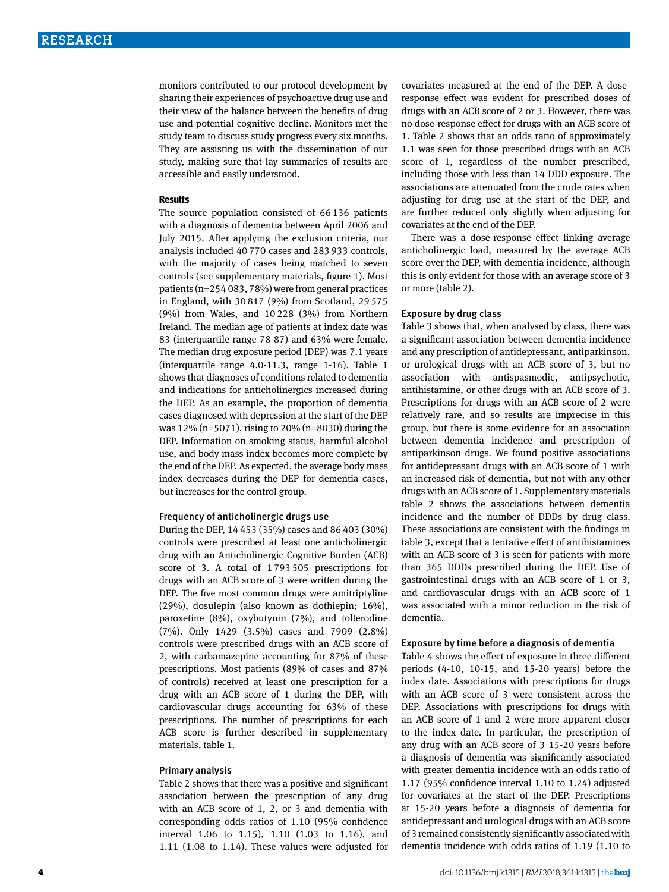monitors contributed to our protocol development by sharing their experiences of psychoactive drug use and their view of the balance between the benefits of drug use and potential cognitive decline. Monitors met the study team to discuss study progress every six months. They are assisting us with the dissemination of our study, making sure that lay summaries of results are accessible and easily understood.

## Results

The source population consisted of 66 136 patients with a diagnosis of dementia between April 2006 and July 2015. After applying the exclusion criteria, our analysis included 40 770 cases and 283 933 controls, with the majority of cases being matched to seven controls (see supplementary materials, figure 1). Most patients (n=254 083, 78%) were from general practices in England, with 30 817 (9%) from Scotland, 29 575 (9%) from Wales, and 10 228 (3%) from Northern Ireland. The median age of patients at index date was 83 (interquartile range 78-87) and 63% were female. The median drug exposure period (DEP) was 7.1 years (interquartile range 4.0-11.3, range 1-16). Table 1 shows that diagnoses of conditions related to dementia and indications for anticholinergics increased during the DEP. As an example, the proportion of dementia cases diagnosed with depression at the start of the DEP was 12% (n=5071), rising to 20% (n=8030) during the DEP. Information on smoking status, harmful alcohol use, and body mass index becomes more complete by the end of the DEP. As expected, the average body mass index decreases during the DEP for dementia cases, but increases for the control group.

### Frequency of anticholinergic drugs use

During the DEP, 14 453 (35%) cases and 86 403 (30%) controls were prescribed at least one anticholinergic drug with an Anticholinergic Cognitive Burden (ACB) score of 3. A total of 1 793 505 prescriptions for drugs with an ACB score of 3 were written during the DEP. The five most common drugs were amitriptyline (29%), dosulepin (also known as dothiepin; 16%), paroxetine (8%), oxybutynin (7%), and tolterodine (7%). Only 1429 (3.5%) cases and 7909 (2.8%) controls were prescribed drugs with an ACB score of 2, with carbamazepine accounting for 87% of these prescriptions. Most patients (89% of cases and 87% of controls) received at least one prescription for a drug with an ACB score of 1 during the DEP, with cardiovascular drugs accounting for 63% of these prescriptions. The number of prescriptions for each ACB score is further described in supplementary materials, table 1.

### Primary analysis

Table 2 shows that there was a positive and significant association between the prescription of any drug with an ACB score of 1, 2, or 3 and dementia with corresponding odds ratios of 1.10 (95% confidence interval 1.06 to 1.15), 1.10 (1.03 to 1.16), and 1.11 (1.08 to 1.14). These values were adjusted for covariates measured at the end of the DEP. A dose-response effect was evident for prescribed doses of drugs with an ACB score of 2 or 3. However, there was no dose-response effect for drugs with an ACB score of 1. Table 2 shows that an odds ratio of approximately 1.1 was seen for those prescribed drugs with an ACB score of 1, regardless of the number prescribed, including those with less than 14 DDD exposure. The associations are attenuated from the crude rates when adjusting for drug use at the start of the DEP, and are further reduced only slightly when adjusting for covariates at the end of the DEP.

There was a dose-response effect linking average anticholinergic load, measured by the average ACB score over the DEP, with dementia incidence, although this is only evident for those with an average score of 3 or more (table 2).

### Exposure by drug class

Table 3 shows that, when analysed by class, there was a significant association between dementia incidence and any prescription of antidepressant, antiparkinson, or urological drugs with an ACB score of 3, but no association with antispasmodic, antipsychotic, antihistamine, or other drugs with an ACB score of 3. Prescriptions for drugs with an ACB score of 2 were relatively rare, and so results are imprecise in this group, but there is some evidence for an association between dementia incidence and prescription of antiparkinson drugs. We found positive associations for antidepressant drugs with an ACB score of 1 with an increased risk of dementia, but not with any other drugs with an ACB score of 1. Supplementary materials table 2 shows the associations between dementia incidence and the number of DDDs by drug class. These associations are consistent with the findings in table 3, except that a tentative effect of antihistamines with an ACB score of 3 is seen for patients with more than 365 DDDs prescribed during the DEP. Use of gastrointestinal drugs with an ACB score of 1 or 3, and cardiovascular drugs with an ACB score of 1 was associated with a minor reduction in the risk of dementia.

### Exposure by time before a diagnosis of dementia

Table 4 shows the effect of exposure in three different periods (4-10, 10-15, and 15-20 years) before the index date. Associations with prescriptions for drugs with an ACB score of 3 were consistent across the DEP. Associations with prescriptions for drugs with an ACB score of 1 and 2 were more apparent closer to the index date. In particular, the prescription of any drug with an ACB score of 3 15-20 years before a diagnosis of dementia was significantly associated with greater dementia incidence with an odds ratio of 1.17 (95% confidence interval 1.10 to 1.24) adjusted for covariates at the start of the DEP. Prescriptions at 15-20 years before a diagnosis of dementia for antidepressant and urological drugs with an ACB score of 3 remained consistently significantly associated with dementia incidence with odds ratios of 1.19 (1.10 to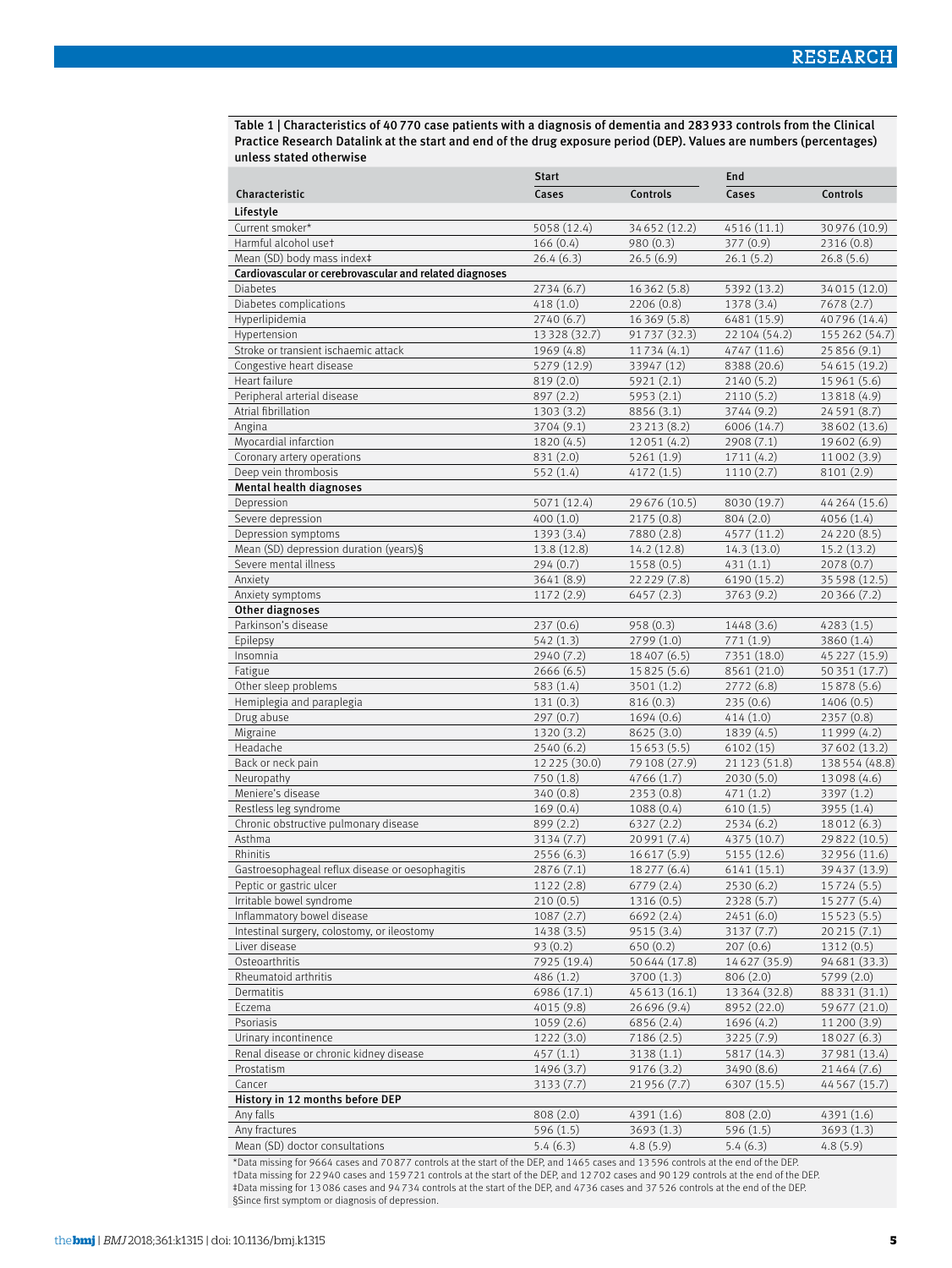Table 1 | Characteristics of 40 770 case patients with a diagnosis of dementia and 283 933 controls from the Clinical Practice Research Datalink at the start and end of the drug exposure period (DEP). Values are numbers (percentages) unless stated otherwise

| | Start | | End | |
|---|---|---|---|---|
| Characteristic | Cases | Controls | Cases | Controls |
| **Lifestyle** | | | | |
| Current smoker* | 5058 (12.4) | 34 652 (12.2) | 4516 (11.1) | 30 976 (10.9) |
| Harmful alcohol use† | 166 (0.4) | 980 (0.3) | 377 (0.9) | 2316 (0.8) |
| Mean (SD) body mass index‡ | 26.4 (6.3) | 26.5 (6.9) | 26.1 (5.2) | 26.8 (5.6) |
| **Cardiovascular or cerebrovascular and related diagnoses** | | | | |
| Diabetes | 2734 (6.7) | 16 362 (5.8) | 5392 (13.2) | 34 015 (12.0) |
| Diabetes complications | 418 (1.0) | 2206 (0.8) | 1378 (3.4) | 7678 (2.7) |
| Hyperlipidemia | 2740 (6.7) | 16 369 (5.8) | 6481 (15.9) | 40 796 (14.4) |
| Hypertension | 13 328 (32.7) | 91 737 (32.3) | 22 104 (54.2) | 155 262 (54.7) |
| Stroke or transient ischaemic attack | 1969 (4.8) | 11 734 (4.1) | 4747 (11.6) | 25 856 (9.1) |
| Congestive heart disease | 5279 (12.9) | 33947 (12) | 8388 (20.6) | 54 615 (19.2) |
| Heart failure | 819 (2.0) | 5921 (2.1) | 2140 (5.2) | 15 961 (5.6) |
| Peripheral arterial disease | 897 (2.2) | 5953 (2.1) | 2110 (5.2) | 13 818 (4.9) |
| Atrial fibrillation | 1303 (3.2) | 8856 (3.1) | 3744 (9.2) | 24 591 (8.7) |
| Angina | 3704 (9.1) | 23 213 (8.2) | 6006 (14.7) | 38 602 (13.6) |
| Myocardial infarction | 1820 (4.5) | 12 051 (4.2) | 2908 (7.1) | 19 602 (6.9) |
| Coronary artery operations | 831 (2.0) | 5261 (1.9) | 1711 (4.2) | 11 002 (3.9) |
| Deep vein thrombosis | 552 (1.4) | 4172 (1.5) | 1110 (2.7) | 8101 (2.9) |
| **Mental health diagnoses** | | | | |
| Depression | 5071 (12.4) | 29 676 (10.5) | 8030 (19.7) | 44 264 (15.6) |
| Severe depression | 400 (1.0) | 2175 (0.8) | 804 (2.0) | 4056 (1.4) |
| Depression symptoms | 1393 (3.4) | 7880 (2.8) | 4577 (11.2) | 24 220 (8.5) |
| Mean (SD) depression duration (years)§ | 13.8 (12.8) | 14.2 (12.8) | 14.3 (13.0) | 15.2 (13.2) |
| Severe mental illness | 294 (0.7) | 1558 (0.5) | 431 (1.1) | 2078 (0.7) |
| Anxiety | 3641 (8.9) | 22 229 (7.8) | 6190 (15.2) | 35 598 (12.5) |
| Anxiety symptoms | 1172 (2.9) | 6457 (2.3) | 3763 (9.2) | 20 366 (7.2) |
| **Other diagnoses** | | | | |
| Parkinson's disease | 237 (0.6) | 958 (0.3) | 1448 (3.6) | 4283 (1.5) |
| Epilepsy | 542 (1.3) | 2799 (1.0) | 771 (1.9) | 3860 (1.4) |
| Insomnia | 2940 (7.2) | 18 407 (6.5) | 7351 (18.0) | 45 227 (15.9) |
| Fatigue | 2666 (6.5) | 15 825 (5.6) | 8561 (21.0) | 50 351 (17.7) |
| Other sleep problems | 583 (1.4) | 3501 (1.2) | 2772 (6.8) | 15 878 (5.6) |
| Hemiplegia and paraplegia | 131 (0.3) | 816 (0.3) | 235 (0.6) | 1406 (0.5) |
| Drug abuse | 297 (0.7) | 1694 (0.6) | 414 (1.0) | 2357 (0.8) |
| Migraine | 1320 (3.2) | 8625 (3.0) | 1839 (4.5) | 11 999 (4.2) |
| Headache | 2540 (6.2) | 15 653 (5.5) | 6102 (15) | 37 602 (13.2) |
| Back or neck pain | 12 225 (30.0) | 79 108 (27.9) | 21 123 (51.8) | 138 554 (48.8) |
| Neuropathy | 750 (1.8) | 4766 (1.7) | 2030 (5.0) | 13 098 (4.6) |
| Meniere's disease | 340 (0.8) | 2353 (0.8) | 471 (1.2) | 3397 (1.2) |
| Restless leg syndrome | 169 (0.4) | 1088 (0.4) | 610 (1.5) | 3955 (1.4) |
| Chronic obstructive pulmonary disease | 899 (2.2) | 6327 (2.2) | 2534 (6.2) | 18 012 (6.3) |
| Asthma | 3134 (7.7) | 20 991 (7.4) | 4375 (10.7) | 29 822 (10.5) |
| Rhinitis | 2556 (6.3) | 16 617 (5.9) | 5155 (12.6) | 32 956 (11.6) |
| Gastroesophageal reflux disease or oesophagitis | 2876 (7.1) | 18 277 (6.4) | 6141 (15.1) | 39 437 (13.9) |
| Peptic or gastric ulcer | 1122 (2.8) | 6779 (2.4) | 2530 (6.2) | 15 724 (5.5) |
| Irritable bowel syndrome | 210 (0.5) | 1316 (0.5) | 2328 (5.7) | 15 277 (5.4) |
| Inflammatory bowel disease | 1087 (2.7) | 6692 (2.4) | 2451 (6.0) | 15 523 (5.5) |
| Intestinal surgery, colostomy, or ileostomy | 1438 (3.5) | 9515 (3.4) | 3137 (7.7) | 20 215 (7.1) |
| Liver disease | 93 (0.2) | 650 (0.2) | 207 (0.6) | 1312 (0.5) |
| Osteoarthritis | 7925 (19.4) | 50 644 (17.8) | 14 627 (35.9) | 94 681 (33.3) |
| Rheumatoid arthritis | 486 (1.2) | 3700 (1.3) | 806 (2.0) | 5799 (2.0) |
| Dermatitis | 6986 (17.1) | 45 613 (16.1) | 13 364 (32.8) | 88 331 (31.1) |
| Eczema | 4015 (9.8) | 26 696 (9.4) | 8952 (22.0) | 59 677 (21.0) |
| Psoriasis | 1059 (2.6) | 6856 (2.4) | 1696 (4.2) | 11 200 (3.9) |
| Urinary incontinence | 1222 (3.0) | 7186 (2.5) | 3225 (7.9) | 18 027 (6.3) |
| Renal disease or chronic kidney disease | 457 (1.1) | 3138 (1.1) | 5817 (14.3) | 37 981 (13.4) |
| Prostatism | 1496 (3.7) | 9176 (3.2) | 3490 (8.6) | 21 464 (7.6) |
| Cancer | 3133 (7.7) | 21 956 (7.7) | 6307 (15.5) | 44 567 (15.7) |
| **History in 12 months before DEP** | | | | |
| Any falls | 808 (2.0) | 4391 (1.6) | 808 (2.0) | 4391 (1.6) |
| Any fractures | 596 (1.5) | 3693 (1.3) | 596 (1.5) | 3693 (1.3) |
| Mean (SD) doctor consultations | 5.4 (6.3) | 4.8 (5.9) | 5.4 (6.3) | 4.8 (5.9) |

*Data missing for 9664 cases and 70 877 controls at the start of the DEP, and 1465 cases and 13 596 controls at the end of the DEP.
†Data missing for 22 940 cases and 159 721 controls at the start of the DEP, and 12 702 cases and 90 129 controls at the end of the DEP.
‡Data missing for 13 086 cases and 94 734 controls at the start of the DEP, and 4736 cases and 37 526 controls at the end of the DEP.
§Since first symptom or diagnosis of depression.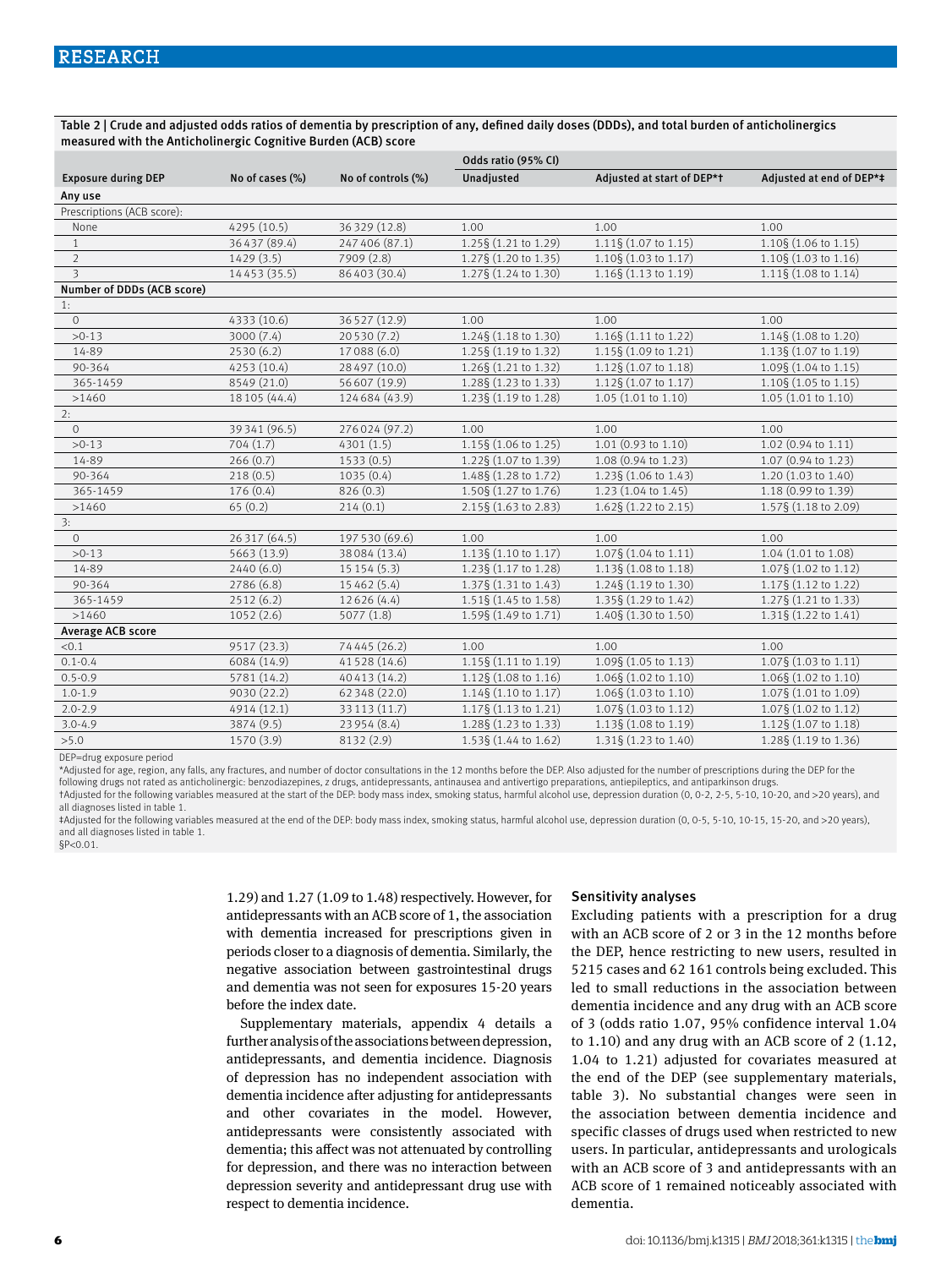Table 2 | Crude and adjusted odds ratios of dementia by prescription of any, defined daily doses (DDDs), and total burden of anticholinergics measured with the Anticholinergic Cognitive Burden (ACB) score

| Exposure during DEP | No of cases (%) | No of controls (%) | Odds ratio (95% CI) | | |
|---|---|---|---|---|---|
| | | | Unadjusted | Adjusted at start of DEP*† | Adjusted at end of DEP*‡ |
| **Any use** | | | | | |
| Prescriptions (ACB score): | | | | | |
| None | 4295 (10.5) | 36 329 (12.8) | 1.00 | 1.00 | 1.00 |
| 1 | 36 437 (89.4) | 247 406 (87.1) | 1.25§ (1.21 to 1.29) | 1.11§ (1.07 to 1.15) | 1.10§ (1.06 to 1.15) |
| 2 | 1429 (3.5) | 7909 (2.8) | 1.27§ (1.20 to 1.35) | 1.10§ (1.03 to 1.17) | 1.10§ (1.03 to 1.16) |
| 3 | 14 453 (35.5) | 86 403 (30.4) | 1.27§ (1.24 to 1.30) | 1.16§ (1.13 to 1.19) | 1.11§ (1.08 to 1.14) |
| **Number of DDDs (ACB score)** | | | | | |
| 1: | | | | | |
| 0 | 4333 (10.6) | 36 527 (12.9) | 1.00 | 1.00 | 1.00 |
| >0-13 | 3000 (7.4) | 20 530 (7.2) | 1.24§ (1.18 to 1.30) | 1.16§ (1.11 to 1.22) | 1.14§ (1.08 to 1.20) |
| 14-89 | 2530 (6.2) | 17 088 (6.0) | 1.25§ (1.19 to 1.32) | 1.15§ (1.09 to 1.21) | 1.13§ (1.07 to 1.19) |
| 90-364 | 4253 (10.4) | 28 497 (10.0) | 1.26§ (1.21 to 1.32) | 1.12§ (1.07 to 1.18) | 1.09§ (1.04 to 1.15) |
| 365-1459 | 8549 (21.0) | 56 607 (19.9) | 1.28§ (1.23 to 1.33) | 1.12§ (1.07 to 1.17) | 1.10§ (1.05 to 1.15) |
| >1460 | 18 105 (44.4) | 124 684 (43.9) | 1.23§ (1.19 to 1.28) | 1.05 (1.01 to 1.10) | 1.05 (1.01 to 1.10) |
| 2: | | | | | |
| 0 | 39 341 (96.5) | 276 024 (97.2) | 1.00 | 1.00 | 1.00 |
| >0-13 | 704 (1.7) | 4301 (1.5) | 1.15§ (1.06 to 1.25) | 1.01 (0.93 to 1.10) | 1.02 (0.94 to 1.11) |
| 14-89 | 266 (0.7) | 1533 (0.5) | 1.22§ (1.07 to 1.39) | 1.08 (0.94 to 1.23) | 1.07 (0.94 to 1.23) |
| 90-364 | 218 (0.5) | 1035 (0.4) | 1.48§ (1.28 to 1.72) | 1.23§ (1.06 to 1.43) | 1.20 (1.03 to 1.40) |
| 365-1459 | 176 (0.4) | 826 (0.3) | 1.50§ (1.27 to 1.76) | 1.23 (1.04 to 1.45) | 1.18 (0.99 to 1.39) |
| >1460 | 65 (0.2) | 214 (0.1) | 2.15§ (1.63 to 2.83) | 1.62§ (1.22 to 2.15) | 1.57§ (1.18 to 2.09) |
| 3: | | | | | |
| 0 | 26 317 (64.5) | 197 530 (69.6) | 1.00 | 1.00 | 1.00 |
| >0-13 | 5663 (13.9) | 38 084 (13.4) | 1.13§ (1.10 to 1.17) | 1.07§ (1.04 to 1.11) | 1.04 (1.01 to 1.08) |
| 14-89 | 2440 (6.0) | 15 154 (5.3) | 1.23§ (1.17 to 1.28) | 1.13§ (1.08 to 1.18) | 1.07§ (1.02 to 1.12) |
| 90-364 | 2786 (6.8) | 15 462 (5.4) | 1.37§ (1.31 to 1.43) | 1.24§ (1.19 to 1.30) | 1.17§ (1.12 to 1.22) |
| 365-1459 | 2512 (6.2) | 12 626 (4.4) | 1.51§ (1.45 to 1.58) | 1.35§ (1.29 to 1.42) | 1.27§ (1.21 to 1.33) |
| >1460 | 1052 (2.6) | 5077 (1.8) | 1.59§ (1.49 to 1.71) | 1.40§ (1.30 to 1.50) | 1.31§ (1.22 to 1.41) |
| **Average ACB score** | | | | | |
| <0.1 | 9517 (23.3) | 74 445 (26.2) | 1.00 | 1.00 | 1.00 |
| 0.1-0.4 | 6084 (14.9) | 41 528 (14.6) | 1.15§ (1.11 to 1.19) | 1.09§ (1.05 to 1.13) | 1.07§ (1.03 to 1.11) |
| 0.5-0.9 | 5781 (14.2) | 40 413 (14.2) | 1.12§ (1.08 to 1.16) | 1.06§ (1.02 to 1.10) | 1.06§ (1.02 to 1.10) |
| 1.0-1.9 | 9030 (22.2) | 62 348 (22.0) | 1.14§ (1.10 to 1.17) | 1.06§ (1.03 to 1.10) | 1.07§ (1.03 to 1.09) |
| 2.0-2.9 | 4914 (12.1) | 33 113 (11.7) | 1.17§ (1.13 to 1.21) | 1.07§ (1.03 to 1.12) | 1.07§ (1.02 to 1.12) |
| 3.0-4.9 | 3874 (9.5) | 23 954 (8.4) | 1.28§ (1.23 to 1.33) | 1.13§ (1.08 to 1.19) | 1.12§ (1.07 to 1.18) |
| >5.0 | 1570 (3.9) | 8132 (2.9) | 1.53§ (1.44 to 1.62) | 1.31§ (1.23 to 1.40) | 1.28§ (1.19 to 1.36) |

DEP=drug exposure period

*Adjusted for age, region, any falls, any fractures, and number of doctor consultations in the 12 months before the DEP. Also adjusted for the number of prescriptions during the DEP for the following drugs not rated as anticholinergic: benzodiazepines, z drugs, antidepressants, antinausea and antivertigo preparations, antiepileptics, and antiparkinson drugs.

†Adjusted for the following variables measured at the start of the DEP: body mass index, smoking status, harmful alcohol use, depression duration (0, 0-2, 2-5, 5-10, 10-20, and >20 years), and all diagnoses listed in table 1.

‡Adjusted for the following variables measured at the end of the DEP: body mass index, smoking status, harmful alcohol use, depression duration (0, 0-5, 5-10, 10-15, 15-20, and >20 years), and all diagnoses listed in table 1.

§P<0.01.

1.29) and 1.27 (1.09 to 1.48) respectively. However, for antidepressants with an ACB score of 1, the association with dementia increased for prescriptions given in periods closer to a diagnosis of dementia. Similarly, the negative association between gastrointestinal drugs and dementia was not seen for exposures 15-20 years before the index date.

Supplementary materials, appendix 4 details a further analysis of the associations between depression, antidepressants, and dementia incidence. Diagnosis of depression has no independent association with dementia incidence after adjusting for antidepressants and other covariates in the model. However, antidepressants were consistently associated with dementia; this affect was not attenuated by controlling for depression, and there was no interaction between depression severity and antidepressant drug use with respect to dementia incidence.

### Sensitivity analyses

Excluding patients with a prescription for a drug with an ACB score of 2 or 3 in the 12 months before the DEP, hence restricting to new users, resulted in 5215 cases and 62 161 controls being excluded. This led to small reductions in the association between dementia incidence and any drug with an ACB score of 3 (odds ratio 1.07, 95% confidence interval 1.04 to 1.10) and any drug with an ACB score of 2 (1.12, 1.04 to 1.21) adjusted for covariates measured at the end of the DEP (see supplementary materials, table 3). No substantial changes were seen in the association between dementia incidence and specific classes of drugs used when restricted to new users. In particular, antidepressants and urologicals with an ACB score of 3 and antidepressants with an ACB score of 1 remained noticeably associated with dementia.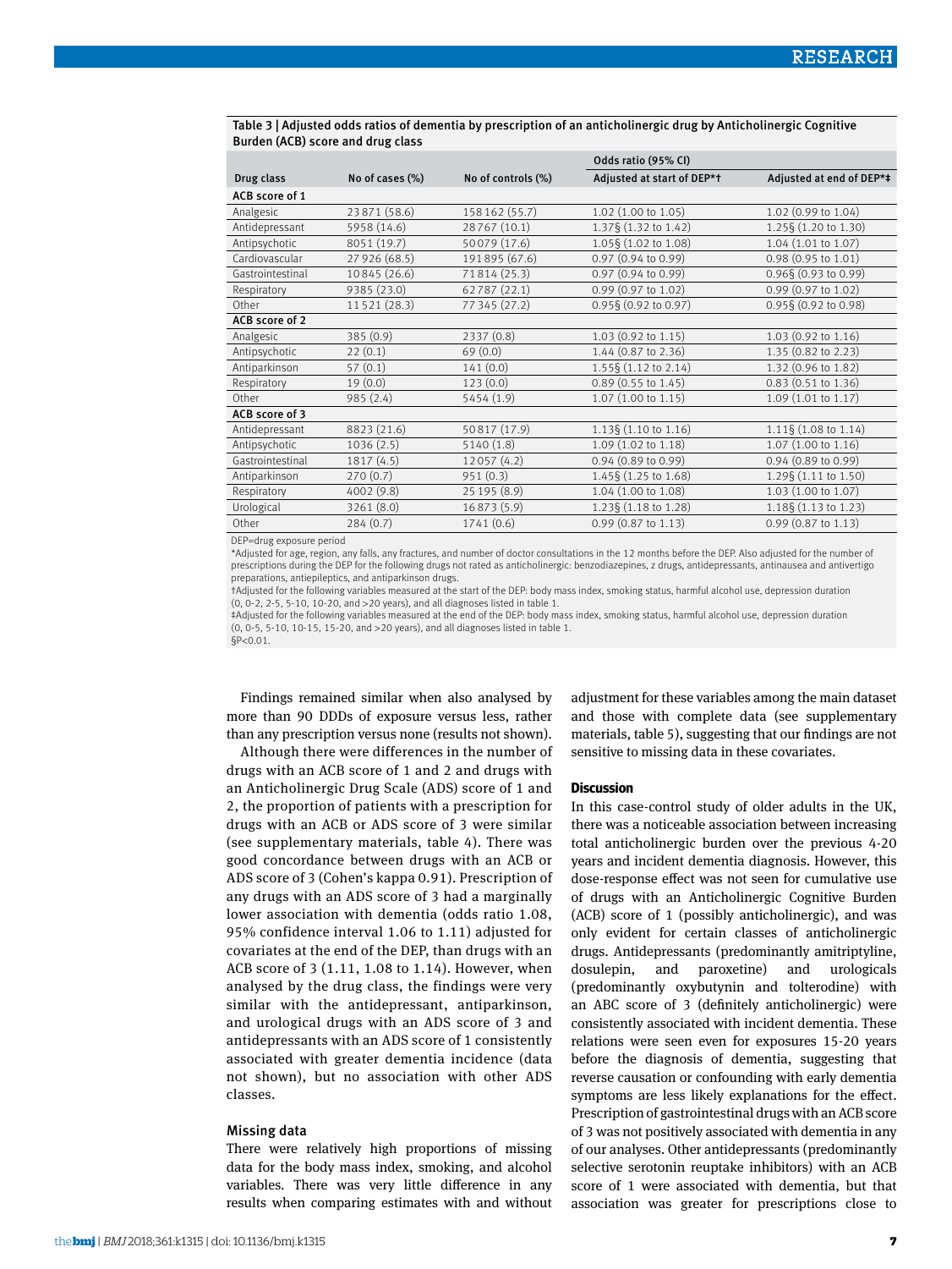Table 3 | Adjusted odds ratios of dementia by prescription of an anticholinergic drug by Anticholinergic Cognitive Burden (ACB) score and drug class

| Drug class | No of cases (%) | No of controls (%) | Odds ratio (95% CI) | |
|---|---|---|---|---|
| | | | Adjusted at start of DEP*† | Adjusted at end of DEP*‡ |
| **ACB score of 1** | | | | |
| Analgesic | 23 871 (58.6) | 158 162 (55.7) | 1.02 (1.00 to 1.05) | 1.02 (0.99 to 1.04) |
| Antidepressant | 5958 (14.6) | 28 767 (10.1) | 1.37§ (1.32 to 1.42) | 1.25§ (1.20 to 1.30) |
| Antipsychotic | 8051 (19.7) | 50 079 (17.6) | 1.05§ (1.02 to 1.08) | 1.04 (1.01 to 1.07) |
| Cardiovascular | 27 926 (68.5) | 191 895 (67.6) | 0.97 (0.94 to 0.99) | 0.98 (0.95 to 1.01) |
| Gastrointestinal | 10 845 (26.6) | 71 814 (25.3) | 0.97 (0.94 to 0.99) | 0.96§ (0.93 to 0.99) |
| Respiratory | 9385 (23.0) | 62 787 (22.1) | 0.99 (0.97 to 1.02) | 0.99 (0.97 to 1.02) |
| Other | 11 521 (28.3) | 77 345 (27.2) | 0.95§ (0.92 to 0.97) | 0.95§ (0.92 to 0.98) |
| **ACB score of 2** | | | | |
| Analgesic | 385 (0.9) | 2337 (0.8) | 1.03 (0.92 to 1.15) | 1.03 (0.92 to 1.16) |
| Antipsychotic | 22 (0.1) | 69 (0.0) | 1.44 (0.87 to 2.36) | 1.35 (0.82 to 2.23) |
| Antiparkinson | 57 (0.1) | 141 (0.0) | 1.55§ (1.12 to 2.14) | 1.32 (0.96 to 1.82) |
| Respiratory | 19 (0.0) | 123 (0.0) | 0.89 (0.55 to 1.45) | 0.83 (0.51 to 1.36) |
| Other | 985 (2.4) | 5454 (1.9) | 1.07 (1.00 to 1.15) | 1.09 (1.01 to 1.17) |
| **ACB score of 3** | | | | |
| Antidepressant | 8823 (21.6) | 50 817 (17.9) | 1.13§ (1.10 to 1.16) | 1.11§ (1.08 to 1.14) |
| Antipsychotic | 1036 (2.5) | 5140 (1.8) | 1.09 (1.02 to 1.18) | 1.07 (1.00 to 1.16) |
| Gastrointestinal | 1817 (4.5) | 12 057 (4.2) | 0.94 (0.89 to 0.99) | 0.94 (0.89 to 0.99) |
| Antiparkinson | 270 (0.7) | 951 (0.3) | 1.45§ (1.25 to 1.68) | 1.29§ (1.11 to 1.50) |
| Respiratory | 4002 (9.8) | 25 195 (8.9) | 1.04 (1.00 to 1.08) | 1.03 (1.00 to 1.07) |
| Urological | 3261 (8.0) | 16 873 (5.9) | 1.23§ (1.18 to 1.28) | 1.18§ (1.13 to 1.23) |
| Other | 284 (0.7) | 1741 (0.6) | 0.99 (0.87 to 1.13) | 0.99 (0.87 to 1.13) |

DEP=drug exposure period

*Adjusted for age, region, any falls, any fractures, and number of doctor consultations in the 12 months before the DEP. Also adjusted for the number of prescriptions during the DEP for the following drugs not rated as anticholinergic: benzodiazepines, z drugs, antidepressants, antinausea and antivertigo preparations, antiepileptics, and antiparkinson drugs.

†Adjusted for the following variables measured at the start of the DEP: body mass index, smoking status, harmful alcohol use, depression duration (0, 0-2, 2-5, 5-10, 10-20, and >20 years), and all diagnoses listed in table 1.

‡Adjusted for the following variables measured at the end of the DEP: body mass index, smoking status, harmful alcohol use, depression duration (0, 0-5, 5-10, 10-15, 15-20, and >20 years), and all diagnoses listed in table 1.

§P<0.01.

Findings remained similar when also analysed by more than 90 DDDs of exposure versus less, rather than any prescription versus none (results not shown).

Although there were differences in the number of drugs with an ACB score of 1 and 2 and drugs with an Anticholinergic Drug Scale (ADS) score of 1 and 2, the proportion of patients with a prescription for drugs with an ACB or ADS score of 3 were similar (see supplementary materials, table 4). There was good concordance between drugs with an ACB or ADS score of 3 (Cohen's kappa 0.91). Prescription of any drugs with an ADS score of 3 had a marginally lower association with dementia (odds ratio 1.08, 95% confidence interval 1.06 to 1.11) adjusted for covariates at the end of the DEP, than drugs with an ACB score of 3 (1.11, 1.08 to 1.14). However, when analysed by the drug class, the findings were very similar with the antidepressant, antiparkinson, and urological drugs with an ADS score of 3 and antidepressants with an ADS score of 1 consistently associated with greater dementia incidence (data not shown), but no association with other ADS classes.

### Missing data

There were relatively high proportions of missing data for the body mass index, smoking, and alcohol variables. There was very little difference in any results when comparing estimates with and without adjustment for these variables among the main dataset and those with complete data (see supplementary materials, table 5), suggesting that our findings are not sensitive to missing data in these covariates.

## Discussion

In this case-control study of older adults in the UK, there was a noticeable association between increasing total anticholinergic burden over the previous 4-20 years and incident dementia diagnosis. However, this dose-response effect was not seen for cumulative use of drugs with an Anticholinergic Cognitive Burden (ACB) score of 1 (possibly anticholinergic), and was only evident for certain classes of anticholinergic drugs. Antidepressants (predominantly amitriptyline, dosulepin, and paroxetine) and urologicals (predominantly oxybutynin and tolterodine) with an ABC score of 3 (definitely anticholinergic) were consistently associated with incident dementia. These relations were seen even for exposures 15-20 years before the diagnosis of dementia, suggesting that reverse causation or confounding with early dementia symptoms are less likely explanations for the effect. Prescription of gastrointestinal drugs with an ACB score of 3 was not positively associated with dementia in any of our analyses. Other antidepressants (predominantly selective serotonin reuptake inhibitors) with an ACB score of 1 were associated with dementia, but that association was greater for prescriptions close to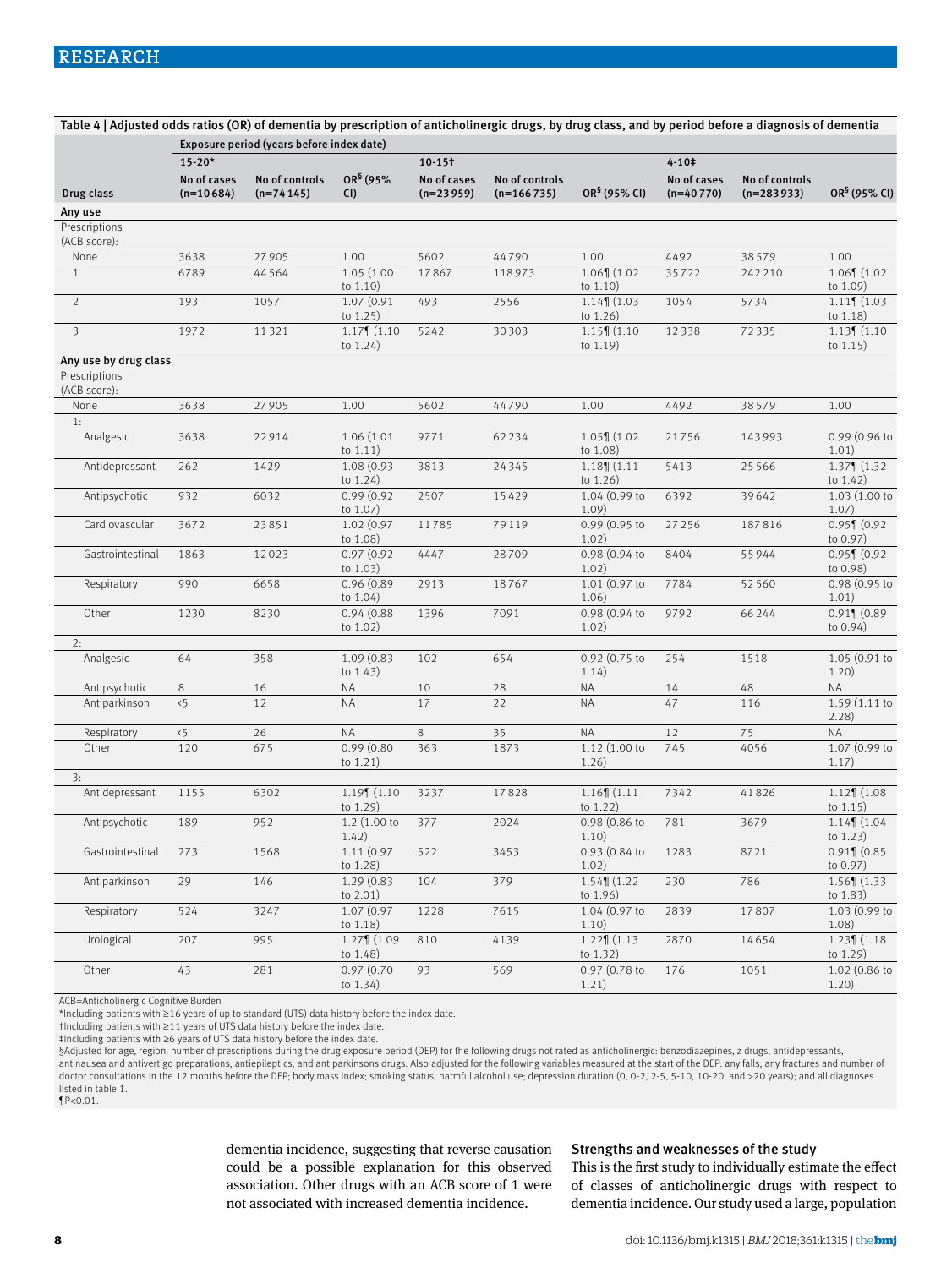Table 4 | Adjusted odds ratios (OR) of dementia by prescription of anticholinergic drugs, by drug class, and by period before a diagnosis of dementia

| | Exposure period (years before index date) | | | | | | | | |
|---|---|---|---|---|---|---|---|---|---|
| | 15-20* | | | 10-15† | | | 4-10‡ | | |
| Drug class | No of cases (n=10 684) | No of controls (n=74 145) | OR§ (95% CI) | No of cases (n=23 959) | No of controls (n=166 735) | OR§ (95% CI) | No of cases (n=40 770) | No of controls (n=283 933) | OR§ (95% CI) |
| **Any use** | | | | | | | | | |
| Prescriptions (ACB score): | | | | | | | | | |
| None | 3638 | 27 905 | 1.00 | 5602 | 44 790 | 1.00 | 4492 | 38 579 | 1.00 |
| 1 | 6789 | 44 564 | 1.05 (1.00 to 1.10) | 17 867 | 118 973 | 1.06¶ (1.02 to 1.10) | 35 722 | 242 210 | 1.06¶ (1.02 to 1.09) |
| 2 | 193 | 1057 | 1.07 (0.91 to 1.25) | 493 | 2556 | 1.14¶ (1.03 to 1.26) | 1054 | 5734 | 1.11¶ (1.03 to 1.18) |
| 3 | 1972 | 11 321 | 1.17¶ (1.10 to 1.24) | 5242 | 30 303 | 1.15¶ (1.10 to 1.19) | 12 338 | 72 335 | 1.13¶ (1.10 to 1.15) |
| **Any use by drug class** | | | | | | | | | |
| Prescriptions (ACB score): | | | | | | | | | |
| None | 3638 | 27 905 | 1.00 | 5602 | 44 790 | 1.00 | 4492 | 38 579 | 1.00 |
| 1: | | | | | | | | | |
| Analgesic | 3638 | 22 914 | 1.06 (1.01 to 1.11) | 9771 | 62 234 | 1.05¶ (1.02 to 1.08) | 21 756 | 143 993 | 0.99 (0.96 to 1.01) |
| Antidepressant | 262 | 1429 | 1.08 (0.93 to 1.24) | 3813 | 24 345 | 1.18¶ (1.11 to 1.26) | 5413 | 25 566 | 1.37¶ (1.32 to 1.42) |
| Antipsychotic | 932 | 6032 | 0.99 (0.92 to 1.07) | 2507 | 15 429 | 1.04 (0.99 to 1.09) | 6392 | 39 642 | 1.03 (1.00 to 1.07) |
| Cardiovascular | 3672 | 23 851 | 1.02 (0.97 to 1.08) | 11 785 | 79 119 | 0.99 (0.95 to 1.02) | 27 256 | 187 816 | 0.95¶ (0.92 to 0.97) |
| Gastrointestinal | 1863 | 12 023 | 0.97 (0.92 to 1.03) | 4447 | 28 709 | 0.98 (0.94 to 1.02) | 8404 | 55 944 | 0.95¶ (0.92 to 0.98) |
| Respiratory | 990 | 6658 | 0.96 (0.89 to 1.04) | 2913 | 18 767 | 1.01 (0.97 to 1.06) | 7784 | 52 560 | 0.98 (0.95 to 1.01) |
| Other | 1230 | 8230 | 0.94 (0.88 to 1.02) | 1396 | 7091 | 0.98 (0.94 to 1.02) | 9792 | 66 244 | 0.91¶ (0.89 to 0.94) |
| 2: | | | | | | | | | |
| Analgesic | 64 | 358 | 1.09 (0.83 to 1.43) | 102 | 654 | 0.92 (0.75 to 1.14) | 254 | 1518 | 1.05 (0.91 to 1.20) |
| Antipsychotic | 8 | 16 | NA | 10 | 28 | NA | 14 | 48 | NA |
| Antiparkinson | <5 | 12 | NA | 17 | 22 | NA | 47 | 116 | 1.59 (1.11 to 2.28) |
| Respiratory | <5 | 26 | NA | 8 | 35 | NA | 12 | 75 | NA |
| Other | 120 | 675 | 0.99 (0.80 to 1.21) | 363 | 1873 | 1.12 (1.00 to 1.26) | 745 | 4056 | 1.07 (0.99 to 1.17) |
| 3: | | | | | | | | | |
| Antidepressant | 1155 | 6302 | 1.19¶ (1.10 to 1.29) | 3237 | 17 828 | 1.16¶ (1.11 to 1.22) | 7342 | 41 826 | 1.12¶ (1.08 to 1.15) |
| Antipsychotic | 189 | 952 | 1.2 (1.00 to 1.42) | 377 | 2024 | 0.98 (0.86 to 1.10) | 781 | 3679 | 1.14¶ (1.04 to 1.23) |
| Gastrointestinal | 273 | 1568 | 1.11 (0.97 to 1.28) | 522 | 3453 | 0.93 (0.84 to 1.02) | 1283 | 8721 | 0.91¶ (0.85 to 0.97) |
| Antiparkinson | 29 | 146 | 1.29 (0.83 to 2.01) | 104 | 379 | 1.54¶ (1.22 to 1.96) | 230 | 786 | 1.56¶ (1.33 to 1.83) |
| Respiratory | 524 | 3247 | 1.07 (0.97 to 1.18) | 1228 | 7615 | 1.04 (0.97 to 1.10) | 2839 | 17 807 | 1.03 (0.99 to 1.08) |
| Urological | 207 | 995 | 1.27¶ (1.09 to 1.48) | 810 | 4139 | 1.22¶ (1.13 to 1.32) | 2870 | 14 654 | 1.23¶ (1.18 to 1.29) |
| Other | 43 | 281 | 0.97 (0.70 to 1.34) | 93 | 569 | 0.97 (0.78 to 1.21) | 176 | 1051 | 1.02 (0.86 to 1.20) |

ACB=Anticholinergic Cognitive Burden
*Including patients with ≥16 years of up to standard (UTS) data history before the index date.
†Including patients with ≥11 years of UTS data history before the index date.
‡Including patients with ≥6 years of UTS data history before the index date.
§Adjusted for age, region, number of prescriptions during the drug exposure period (DEP) for the following drugs not rated as anticholinergic: benzodiazepines, z drugs, antidepressants, antinausea and antivertigo preparations, antiepileptics, and antiparkinsons drugs. Also adjusted for the following variables measured at the start of the DEP: any falls, any fractures and number of doctor consultations in the 12 months before the DEP; body mass index; smoking status; harmful alcohol use; depression duration (0, 0-2, 2-5, 5-10, 10-20, and >20 years); and all diagnoses listed in table 1.
¶P<0.01.

dementia incidence, suggesting that reverse causation could be a possible explanation for this observed association. Other drugs with an ACB score of 1 were not associated with increased dementia incidence.

## Strengths and weaknesses of the study

This is the first study to individually estimate the effect of classes of anticholinergic drugs with respect to dementia incidence. Our study used a large, population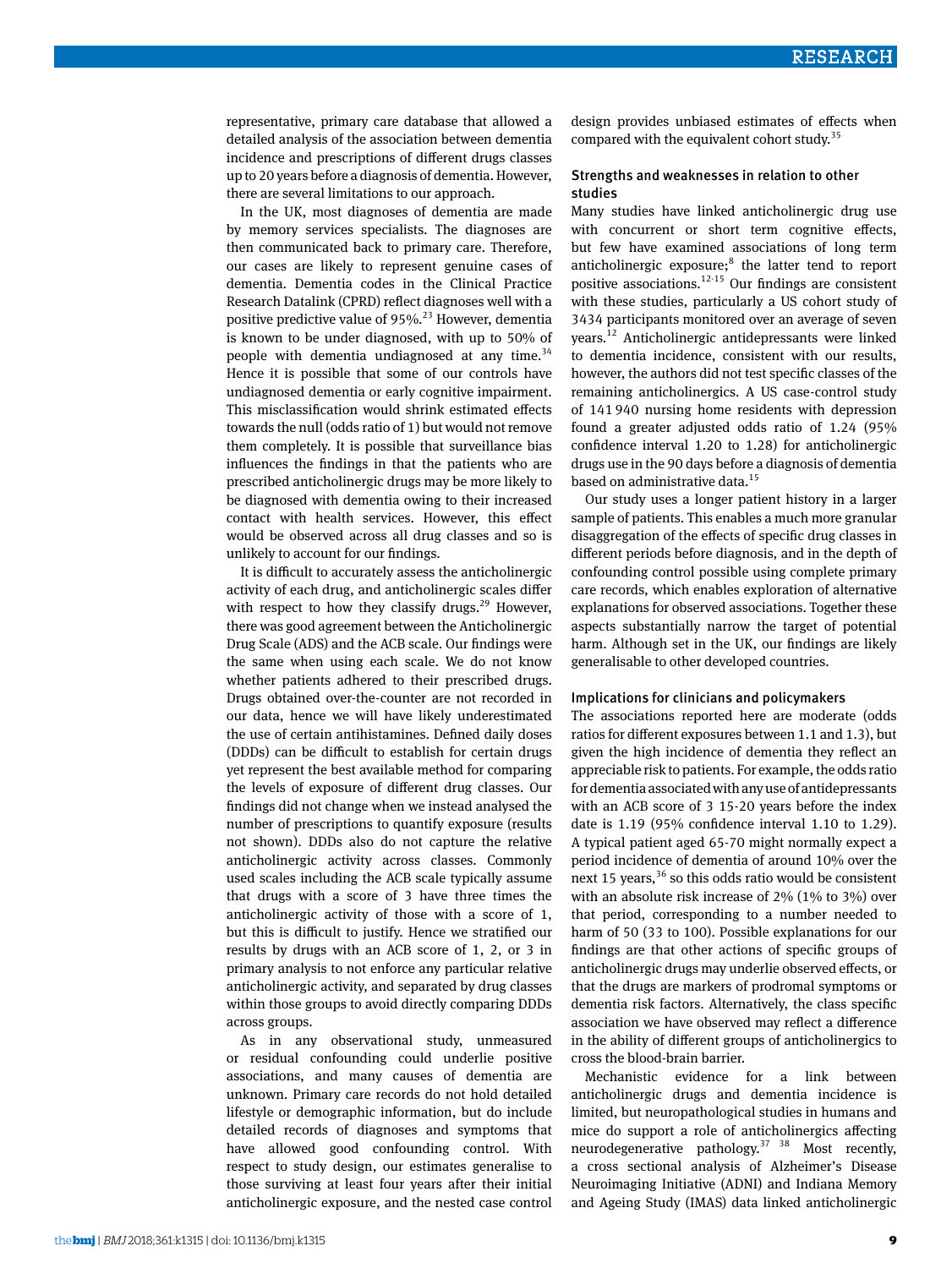representative, primary care database that allowed a detailed analysis of the association between dementia incidence and prescriptions of different drugs classes up to 20 years before a diagnosis of dementia. However, there are several limitations to our approach.

In the UK, most diagnoses of dementia are made by memory services specialists. The diagnoses are then communicated back to primary care. Therefore, our cases are likely to represent genuine cases of dementia. Dementia codes in the Clinical Practice Research Datalink (CPRD) reflect diagnoses well with a positive predictive value of 95%.[23] However, dementia is known to be under diagnosed, with up to 50% of people with dementia undiagnosed at any time.[34] Hence it is possible that some of our controls have undiagnosed dementia or early cognitive impairment. This misclassification would shrink estimated effects towards the null (odds ratio of 1) but would not remove them completely. It is possible that surveillance bias influences the findings in that the patients who are prescribed anticholinergic drugs may be more likely to be diagnosed with dementia owing to their increased contact with health services. However, this effect would be observed across all drug classes and so is unlikely to account for our findings.

It is difficult to accurately assess the anticholinergic activity of each drug, and anticholinergic scales differ with respect to how they classify drugs.[29] However, there was good agreement between the Anticholinergic Drug Scale (ADS) and the ACB scale. Our findings were the same when using each scale. We do not know whether patients adhered to their prescribed drugs. Drugs obtained over-the-counter are not recorded in our data, hence we will have likely underestimated the use of certain antihistamines. Defined daily doses (DDDs) can be difficult to establish for certain drugs yet represent the best available method for comparing the levels of exposure of different drug classes. Our findings did not change when we instead analysed the number of prescriptions to quantify exposure (results not shown). DDDs also do not capture the relative anticholinergic activity across classes. Commonly used scales including the ACB scale typically assume that drugs with a score of 3 have three times the anticholinergic activity of those with a score of 1, but this is difficult to justify. Hence we stratified our results by drugs with an ACB score of 1, 2, or 3 in primary analysis to not enforce any particular relative anticholinergic activity, and separated by drug classes within those groups to avoid directly comparing DDDs across groups.

As in any observational study, unmeasured or residual confounding could underlie positive associations, and many causes of dementia are unknown. Primary care records do not hold detailed lifestyle or demographic information, but do include detailed records of diagnoses and symptoms that have allowed good confounding control. With respect to study design, our estimates generalise to those surviving at least four years after their initial anticholinergic exposure, and the nested case control design provides unbiased estimates of effects when compared with the equivalent cohort study.[35]

### Strengths and weaknesses in relation to other studies

Many studies have linked anticholinergic drug use with concurrent or short term cognitive effects, but few have examined associations of long term anticholinergic exposure;[8] the latter tend to report positive associations.[12-15] Our findings are consistent with these studies, particularly a US cohort study of 3434 participants monitored over an average of seven years.[12] Anticholinergic antidepressants were linked to dementia incidence, consistent with our results, however, the authors did not test specific classes of the remaining anticholinergics. A US case-control study of 141 940 nursing home residents with depression found a greater adjusted odds ratio of 1.24 (95% confidence interval 1.20 to 1.28) for anticholinergic drugs use in the 90 days before a diagnosis of dementia based on administrative data.[15]

Our study uses a longer patient history in a larger sample of patients. This enables a much more granular disaggregation of the effects of specific drug classes in different periods before diagnosis, and in the depth of confounding control possible using complete primary care records, which enables exploration of alternative explanations for observed associations. Together these aspects substantially narrow the target of potential harm. Although set in the UK, our findings are likely generalisable to other developed countries.

### Implications for clinicians and policymakers

The associations reported here are moderate (odds ratios for different exposures between 1.1 and 1.3), but given the high incidence of dementia they reflect an appreciable risk to patients. For example, the odds ratio for dementia associated with any use of antidepressants with an ACB score of 3 15-20 years before the index date is 1.19 (95% confidence interval 1.10 to 1.29). A typical patient aged 65-70 might normally expect a period incidence of dementia of around 10% over the next 15 years,[36] so this odds ratio would be consistent with an absolute risk increase of 2% (1% to 3%) over that period, corresponding to a number needed to harm of 50 (33 to 100). Possible explanations for our findings are that other actions of specific groups of anticholinergic drugs may underlie observed effects, or that the drugs are markers of prodromal symptoms or dementia risk factors. Alternatively, the class specific association we have observed may reflect a difference in the ability of different groups of anticholinergics to cross the blood-brain barrier.

Mechanistic evidence for a link between anticholinergic drugs and dementia incidence is limited, but neuropathological studies in humans and mice do support a role of anticholinergics affecting neurodegenerative pathology.[37] [38] Most recently, a cross sectional analysis of Alzheimer's Disease Neuroimaging Initiative (ADNI) and Indiana Memory and Ageing Study (IMAS) data linked anticholinergic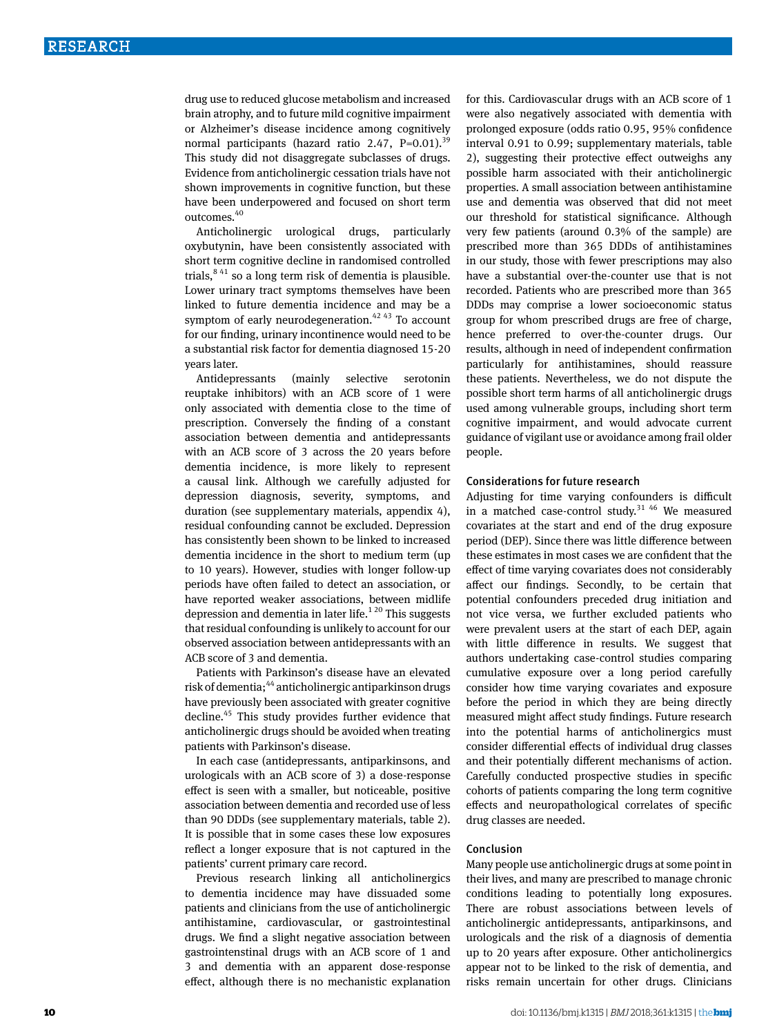drug use to reduced glucose metabolism and increased brain atrophy, and to future mild cognitive impairment or Alzheimer's disease incidence among cognitively normal participants (hazard ratio 2.47, P=0.01).[39] This study did not disaggregate subclasses of drugs. Evidence from anticholinergic cessation trials have not shown improvements in cognitive function, but these have been underpowered and focused on short term outcomes.[40]

Anticholinergic urological drugs, particularly oxybutynin, have been consistently associated with short term cognitive decline in randomised controlled trials,[8 41] so a long term risk of dementia is plausible. Lower urinary tract symptoms themselves have been linked to future dementia incidence and may be a symptom of early neurodegeneration.[42 43] To account for our finding, urinary incontinence would need to be a substantial risk factor for dementia diagnosed 15-20 years later.

Antidepressants (mainly selective serotonin reuptake inhibitors) with an ACB score of 1 were only associated with dementia close to the time of prescription. Conversely the finding of a constant association between dementia and antidepressants with an ACB score of 3 across the 20 years before dementia incidence, is more likely to represent a causal link. Although we carefully adjusted for depression diagnosis, severity, symptoms, and duration (see supplementary materials, appendix 4), residual confounding cannot be excluded. Depression has consistently been shown to be linked to increased dementia incidence in the short to medium term (up to 10 years). However, studies with longer follow-up periods have often failed to detect an association, or have reported weaker associations, between midlife depression and dementia in later life.[1 20] This suggests that residual confounding is unlikely to account for our observed association between antidepressants with an ACB score of 3 and dementia.

Patients with Parkinson's disease have an elevated risk of dementia;[44] anticholinergic antiparkinson drugs have previously been associated with greater cognitive decline.[45] This study provides further evidence that anticholinergic drugs should be avoided when treating patients with Parkinson's disease.

In each case (antidepressants, antiparkinsons, and urologicals with an ACB score of 3) a dose-response effect is seen with a smaller, but noticeable, positive association between dementia and recorded use of less than 90 DDDs (see supplementary materials, table 2). It is possible that in some cases these low exposures reflect a longer exposure that is not captured in the patients' current primary care record.

Previous research linking all anticholinergics to dementia incidence may have dissuaded some patients and clinicians from the use of anticholinergic antihistamine, cardiovascular, or gastrointestinal drugs. We find a slight negative association between gastrointenstinal drugs with an ACB score of 1 and 3 and dementia with an apparent dose-response effect, although there is no mechanistic explanation for this. Cardiovascular drugs with an ACB score of 1 were also negatively associated with dementia with prolonged exposure (odds ratio 0.95, 95% confidence interval 0.91 to 0.99; supplementary materials, table 2), suggesting their protective effect outweighs any possible harm associated with their anticholinergic properties. A small association between antihistamine use and dementia was observed that did not meet our threshold for statistical significance. Although very few patients (around 0.3% of the sample) are prescribed more than 365 DDDs of antihistamines in our study, those with fewer prescriptions may also have a substantial over-the-counter use that is not recorded. Patients who are prescribed more than 365 DDDs may comprise a lower socioeconomic status group for whom prescribed drugs are free of charge, hence preferred to over-the-counter drugs. Our results, although in need of independent confirmation particularly for antihistamines, should reassure these patients. Nevertheless, we do not dispute the possible short term harms of all anticholinergic drugs used among vulnerable groups, including short term cognitive impairment, and would advocate current guidance of vigilant use or avoidance among frail older people.

### Considerations for future research

Adjusting for time varying confounders is difficult in a matched case-control study.[31 46] We measured covariates at the start and end of the drug exposure period (DEP). Since there was little difference between these estimates in most cases we are confident that the effect of time varying covariates does not considerably affect our findings. Secondly, to be certain that potential confounders preceded drug initiation and not vice versa, we further excluded patients who were prevalent users at the start of each DEP, again with little difference in results. We suggest that authors undertaking case-control studies comparing cumulative exposure over a long period carefully consider how time varying covariates and exposure before the period in which they are being directly measured might affect study findings. Future research into the potential harms of anticholinergics must consider differential effects of individual drug classes and their potentially different mechanisms of action. Carefully conducted prospective studies in specific cohorts of patients comparing the long term cognitive effects and neuropathological correlates of specific drug classes are needed.

### Conclusion

Many people use anticholinergic drugs at some point in their lives, and many are prescribed to manage chronic conditions leading to potentially long exposures. There are robust associations between levels of anticholinergic antidepressants, antiparkinsons, and urologicals and the risk of a diagnosis of dementia up to 20 years after exposure. Other anticholinergics appear not to be linked to the risk of dementia, and risks remain uncertain for other drugs. Clinicians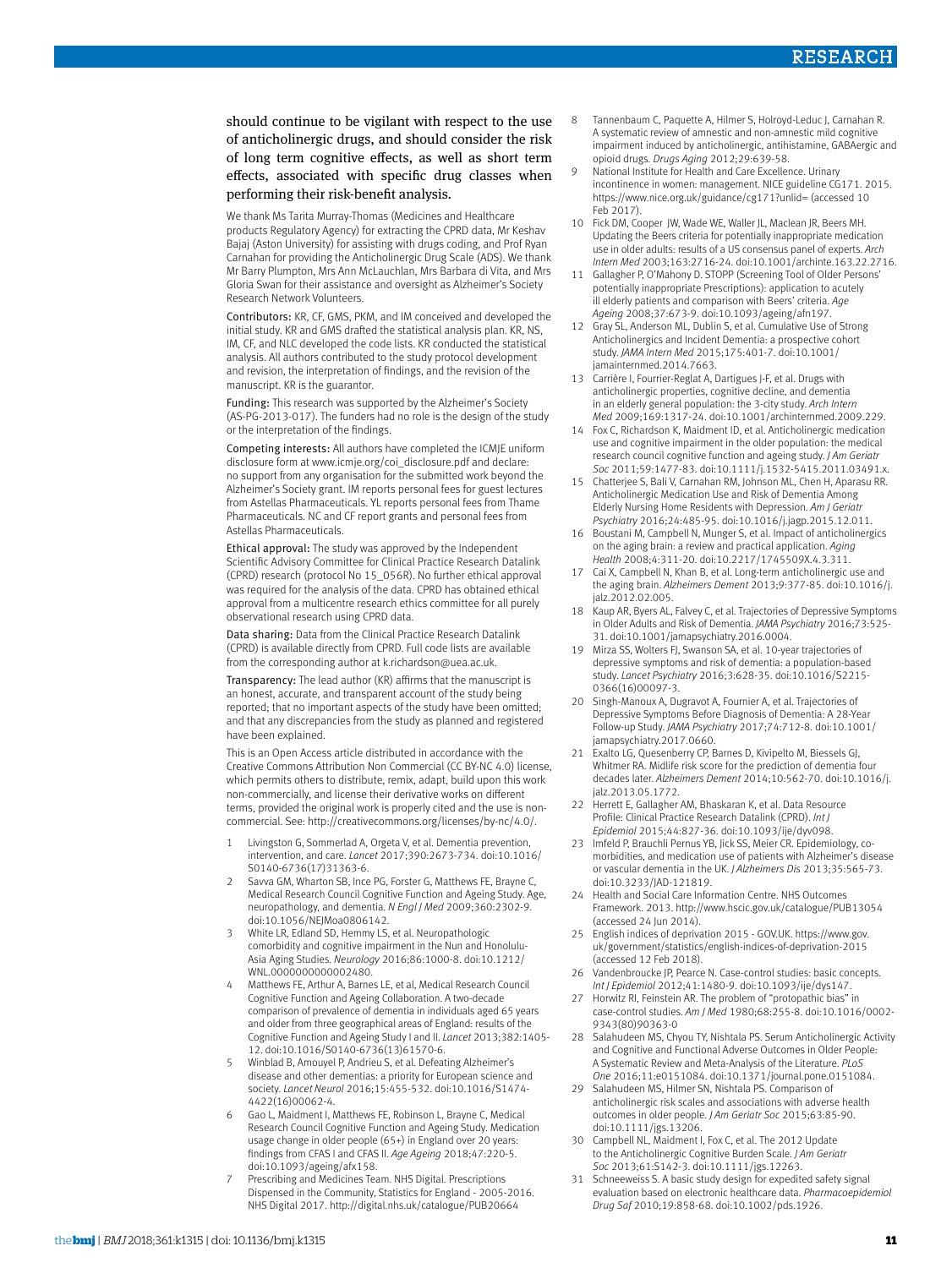should continue to be vigilant with respect to the use of anticholinergic drugs, and should consider the risk of long term cognitive effects, as well as short term effects, associated with specific drug classes when performing their risk-benefit analysis.

We thank Ms Tarita Murray-Thomas (Medicines and Healthcare products Regulatory Agency) for extracting the CPRD data, Mr Keshav Bajaj (Aston University) for assisting with drugs coding, and Prof Ryan Carnahan for providing the Anticholinergic Drug Scale (ADS). We thank Mr Barry Plumpton, Mrs Ann McLauchlan, Mrs Barbara di Vita, and Mrs Gloria Swan for their assistance and oversight as Alzheimer's Society Research Network Volunteers.

**Contributors:** KR, CF, GMS, PKM, and IM conceived and developed the initial study. KR and GMS drafted the statistical analysis plan. KR, NS, IM, CF, and NLC developed the code lists. KR conducted the statistical analysis. All authors contributed to the study protocol development and revision, the interpretation of findings, and the revision of the manuscript. KR is the guarantor.

**Funding:** This research was supported by the Alzheimer's Society (AS-PG-2013-017). The funders had no role is the design of the study or the interpretation of the findings.

**Competing interests:** All authors have completed the ICMJE uniform disclosure form at www.icmje.org/coi_disclosure.pdf and declare: no support from any organisation for the submitted work beyond the Alzheimer's Society grant. IM reports personal fees for guest lectures from Astellas Pharmaceuticals. YL reports personal fees from Thame Pharmaceuticals. NC and CF report grants and personal fees from Astellas Pharmaceuticals.

**Ethical approval:** The study was approved by the Independent Scientific Advisory Committee for Clinical Practice Research Datalink (CPRD) research (protocol No 15_056R). No further ethical approval was required for the analysis of the data. CPRD has obtained ethical approval from a multicentre research ethics committee for all purely observational research using CPRD data.

**Data sharing:** Data from the Clinical Practice Research Datalink (CPRD) is available directly from CPRD. Full code lists are available from the corresponding author at k.richardson@uea.ac.uk.

**Transparency:** The lead author (KR) affirms that the manuscript is an honest, accurate, and transparent account of the study being reported; that no important aspects of the study have been omitted; and that any discrepancies from the study as planned and registered have been explained.

This is an Open Access article distributed in accordance with the Creative Commons Attribution Non Commercial (CC BY-NC 4.0) license, which permits others to distribute, remix, adapt, build upon this work non-commercially, and license their derivative works on different terms, provided the original work is properly cited and the use is non-commercial. See: http://creativecommons.org/licenses/by-nc/4.0/.

1. Livingston G, Sommerlad A, Orgeta V, et al. Dementia prevention, intervention, and care. *Lancet* 2017;390:2673-734. doi:10.1016/S0140-6736(17)31363-6.
2. Savva GM, Wharton SB, Ince PG, Forster G, Matthews FE, Brayne C, Medical Research Council Cognitive Function and Ageing Study. Age, neuropathology, and dementia. *N Engl J Med* 2009;360:2302-9. doi:10.1056/NEJMoa0806142.
3. White LR, Edland SD, Hemmy LS, et al. Neuropathologic comorbidity and cognitive impairment in the Nun and Honolulu-Asia Aging Studies. *Neurology* 2016;86:1000-8. doi:10.1212/WNL.0000000000002480.
4. Matthews FE, Arthur A, Barnes LE, et al, Medical Research Council Cognitive Function and Ageing Collaboration. A two-decade comparison of prevalence of dementia in individuals aged 65 years and older from three geographical areas of England: results of the Cognitive Function and Ageing Study I and II. *Lancet* 2013;382:1405-12. doi:10.1016/S0140-6736(13)61570-6.
5. Winblad B, Amouyel P, Andrieu S, et al. Defeating Alzheimer's disease and other dementias: a priority for European science and society. *Lancet Neurol* 2016;15:455-532. doi:10.1016/S1474-4422(16)00062-4.
6. Gao L, Maidment I, Matthews FE, Robinson L, Brayne C, Medical Research Council Cognitive Function and Ageing Study. Medication usage change in older people (65+) in England over 20 years: findings from CFAS I and CFAS II. *Age Ageing* 2018;47:220-5. doi:10.1093/ageing/afx158.
7. Prescribing and Medicines Team. NHS Digital. Prescriptions Dispensed in the Community, Statistics for England - 2005-2016. NHS Digital 2017. http://digital.nhs.uk/catalogue/PUB20664
8. Tannenbaum C, Paquette A, Hilmer S, Holroyd-Leduc J, Carnahan R. A systematic review of amnestic and non-amnestic mild cognitive impairment induced by anticholinergic, antihistamine, GABAergic and opioid drugs. *Drugs Aging* 2012;29:639-58.
9. National Institute for Health and Care Excellence. Urinary incontinence in women: management. NICE guideline CG171. 2015. https://www.nice.org.uk/guidance/cg171?unlid= (accessed 10 Feb 2017).
10. Fick DM, Cooper JW, Wade WE, Waller JL, Maclean JR, Beers MH. Updating the Beers criteria for potentially inappropriate medication use in older adults: results of a US consensus panel of experts. *Arch Intern Med* 2003;163:2716-24. doi:10.1001/archinte.163.22.2716.
11. Gallagher P, O'Mahony D. STOPP (Screening Tool of Older Persons' potentially inappropriate Prescriptions): application to acutely ill elderly patients and comparison with Beers' criteria. *Age Ageing* 2008;37:673-9. doi:10.1093/ageing/afn197.
12. Gray SL, Anderson ML, Dublin S, et al. Cumulative Use of Strong Anticholinergics and Incident Dementia: a prospective cohort study. *JAMA Intern Med* 2015;175:401-7. doi:10.1001/jamainternmed.2014.7663.
13. Carrière I, Fourrier-Reglat A, Dartigues J-F, et al. Drugs with anticholinergic properties, cognitive decline, and dementia in an elderly general population: the 3-city study. *Arch Intern Med* 2009;169:1317-24. doi:10.1001/archinternmed.2009.229.
14. Fox C, Richardson K, Maidment ID, et al. Anticholinergic medication use and cognitive impairment in the older population: the medical research council cognitive function and ageing study. *J Am Geriatr Soc* 2011;59:1477-83. doi:10.1111/j.1532-5415.2011.03491.x.
15. Chatterjee S, Bali V, Carnahan RM, Johnson ML, Chen H, Aparasu RR. Anticholinergic Medication Use and Risk of Dementia Among Elderly Nursing Home Residents with Depression. *Am J Geriatr Psychiatry* 2016;24:485-95. doi:10.1016/j.jagp.2015.12.011.
16. Boustani M, Campbell N, Munger S, et al. Impact of anticholinergics on the aging brain: a review and practical application. *Aging Health* 2008;4:311-20. doi:10.2217/1745509X.4.3.311.
17. Cai X, Campbell N, Khan B, et al. Long-term anticholinergic use and the aging brain. *Alzheimers Dement* 2013;9:377-85. doi:10.1016/j.jalz.2012.02.005.
18. Kaup AR, Byers AL, Falvey C, et al. Trajectories of Depressive Symptoms in Older Adults and Risk of Dementia. *JAMA Psychiatry* 2016;73:525-31. doi:10.1001/jamapsychiatry.2016.0004.
19. Mirza SS, Wolters FJ, Swanson SA, et al. 10-year trajectories of depressive symptoms and risk of dementia: a population-based study. *Lancet Psychiatry* 2016;3:628-35. doi:10.1016/S2215-0366(16)00097-3.
20. Singh-Manoux A, Dugravot A, Fournier A, et al. Trajectories of Depressive Symptoms Before Diagnosis of Dementia: A 28-Year Follow-up Study. *JAMA Psychiatry* 2017;74:712-8. doi:10.1001/jamapsychiatry.2017.0660.
21. Exalto LG, Quesenberry CP, Barnes D, Kivipelto M, Biessels GJ, Whitmer RA. Midlife risk score for the prediction of dementia four decades later. *Alzheimers Dement* 2014;10:562-70. doi:10.1016/j.jalz.2013.05.1772.
22. Herrett E, Gallagher AM, Bhaskaran K, et al. Data Resource Profile: Clinical Practice Research Datalink (CPRD). *Int J Epidemiol* 2015;44:827-36. doi:10.1093/ije/dyv098.
23. Imfeld P, Brauchli Pernus YB, Jick SS, Meier CR. Epidemiology, co-morbidities, and medication use of patients with Alzheimer's disease or vascular dementia in the UK. *J Alzheimers Dis* 2013;35:565-73. doi:10.3233/JAD-121819.
24. Health and Social Care Information Centre. NHS Outcomes Framework. 2013. http://www.hscic.gov.uk/catalogue/PUB13054 (accessed 24 Jun 2014).
25. English indices of deprivation 2015 - GOV.UK. https://www.gov.uk/government/statistics/english-indices-of-deprivation-2015 (accessed 12 Feb 2018).
26. Vandenbroucke JP, Pearce N. Case-control studies: basic concepts. *Int J Epidemiol* 2012;41:1480-9. doi:10.1093/ije/dys147.
27. Horwitz RI, Feinstein AR. The problem of "protopathic bias" in case-control studies. *Am J Med* 1980;68:255-8. doi:10.1016/0002-9343(80)90363-0
28. Salahudeen MS, Chyou TY, Nishtala PS. Serum Anticholinergic Activity and Cognitive and Functional Adverse Outcomes in Older People: A Systematic Review and Meta-Analysis of the Literature. *PLoS One* 2016;11:e0151084. doi:10.1371/journal.pone.0151084.
29. Salahudeen MS, Hilmer SN, Nishtala PS. Comparison of anticholinergic risk scales and associations with adverse health outcomes in older people. *J Am Geriatr Soc* 2015;63:85-90. doi:10.1111/jgs.13206.
30. Campbell NL, Maidment I, Fox C, et al. The 2012 Update to the Anticholinergic Cognitive Burden Scale. *J Am Geriatr Soc* 2013;61:S142-3. doi:10.1111/jgs.12263.
31. Schneeweiss S. A basic study design for expedited safety signal evaluation based on electronic healthcare data. *Pharmacoepidemiol Drug Saf* 2010;19:858-68. doi:10.1002/pds.1926.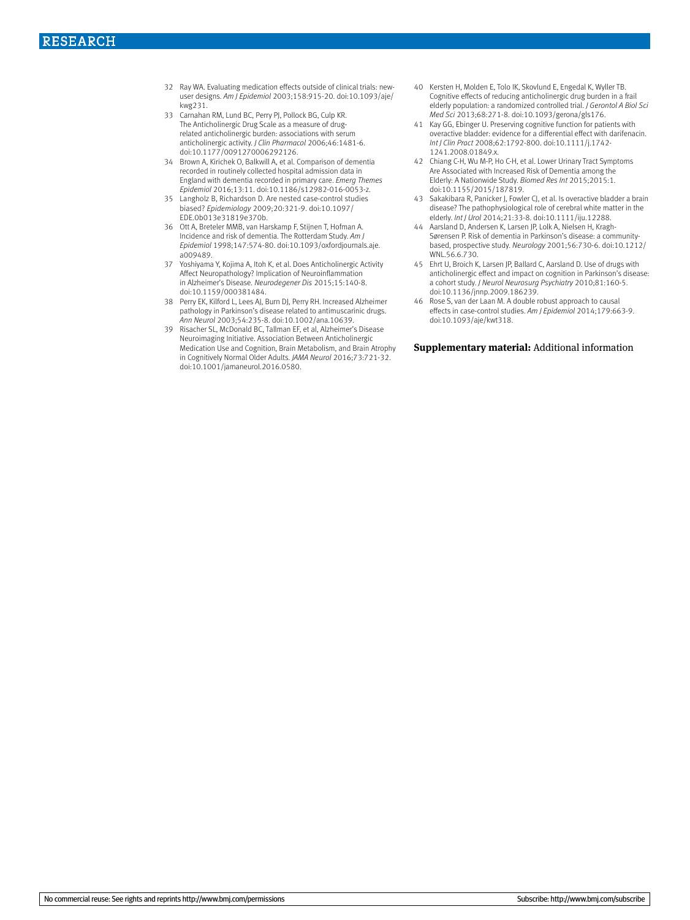32 Ray WA. Evaluating medication effects outside of clinical trials: new-user designs. *Am J Epidemiol* 2003;158:915-20. doi:10.1093/aje/kwg231.

33 Carnahan RM, Lund BC, Perry PJ, Pollock BG, Culp KR. The Anticholinergic Drug Scale as a measure of drug-related anticholinergic burden: associations with serum anticholinergic activity. *J Clin Pharmacol* 2006;46:1481-6. doi:10.1177/0091270006292126.

34 Brown A, Kirichek O, Balkwill A, et al. Comparison of dementia recorded in routinely collected hospital admission data in England with dementia recorded in primary care. *Emerg Themes Epidemiol* 2016;13:11. doi:10.1186/s12982-016-0053-z.

35 Langholz B, Richardson D. Are nested case-control studies biased? *Epidemiology* 2009;20:321-9. doi:10.1097/EDE.0b013e31819e370b.

36 Ott A, Breteler MMB, van Harskamp F, Stijnen T, Hofman A. Incidence and risk of dementia. The Rotterdam Study. *Am J Epidemiol* 1998;147:574-80. doi:10.1093/oxfordjournals.aje.a009489.

37 Yoshiyama Y, Kojima A, Itoh K, et al. Does Anticholinergic Activity Affect Neuropathology? Implication of Neuroinflammation in Alzheimer's Disease. *Neurodegener Dis* 2015;15:140-8. doi:10.1159/000381484.

38 Perry EK, Kilford L, Lees AJ, Burn DJ, Perry RH. Increased Alzheimer pathology in Parkinson's disease related to antimuscarinic drugs. *Ann Neurol* 2003;54:235-8. doi:10.1002/ana.10639.

39 Risacher SL, McDonald BC, Tallman EF, et al, Alzheimer's Disease Neuroimaging Initiative. Association Between Anticholinergic Medication Use and Cognition, Brain Metabolism, and Brain Atrophy in Cognitively Normal Older Adults. *JAMA Neurol* 2016;73:721-32. doi:10.1001/jamaneurol.2016.0580.

40 Kersten H, Molden E, Tolo IK, Skovlund E, Engedal K, Wyller TB. Cognitive effects of reducing anticholinergic drug burden in a frail elderly population: a randomized controlled trial. *J Gerontol A Biol Sci Med Sci* 2013;68:271-8. doi:10.1093/gerona/gls176.

41 Kay GG, Ebinger U. Preserving cognitive function for patients with overactive bladder: evidence for a differential effect with darifenacin. *Int J Clin Pract* 2008;62:1792-800. doi:10.1111/j.1742-1241.2008.01849.x.

42 Chiang C-H, Wu M-P, Ho C-H, et al. Lower Urinary Tract Symptoms Are Associated with Increased Risk of Dementia among the Elderly: A Nationwide Study. *Biomed Res Int* 2015;2015:1. doi:10.1155/2015/187819.

43 Sakakibara R, Panicker J, Fowler CJ, et al. Is overactive bladder a brain disease? The pathophysiological role of cerebral white matter in the elderly. *Int J Urol* 2014;21:33-8. doi:10.1111/iju.12288.

44 Aarsland D, Andersen K, Larsen JP, Lolk A, Nielsen H, Kragh-Sørensen P. Risk of dementia in Parkinson's disease: a community-based, prospective study. *Neurology* 2001;56:730-6. doi:10.1212/WNL.56.6.730.

45 Ehrt U, Broich K, Larsen JP, Ballard C, Aarsland D. Use of drugs with anticholinergic effect and impact on cognition in Parkinson's disease: a cohort study. *J Neurol Neurosurg Psychiatry* 2010;81:160-5. doi:10.1136/jnnp.2009.186239.

46 Rose S, van der Laan M. A double robust approach to causal effects in case-control studies. *Am J Epidemiol* 2014;179:663-9. doi:10.1093/aje/kwt318.

**Supplementary material:** Additional information